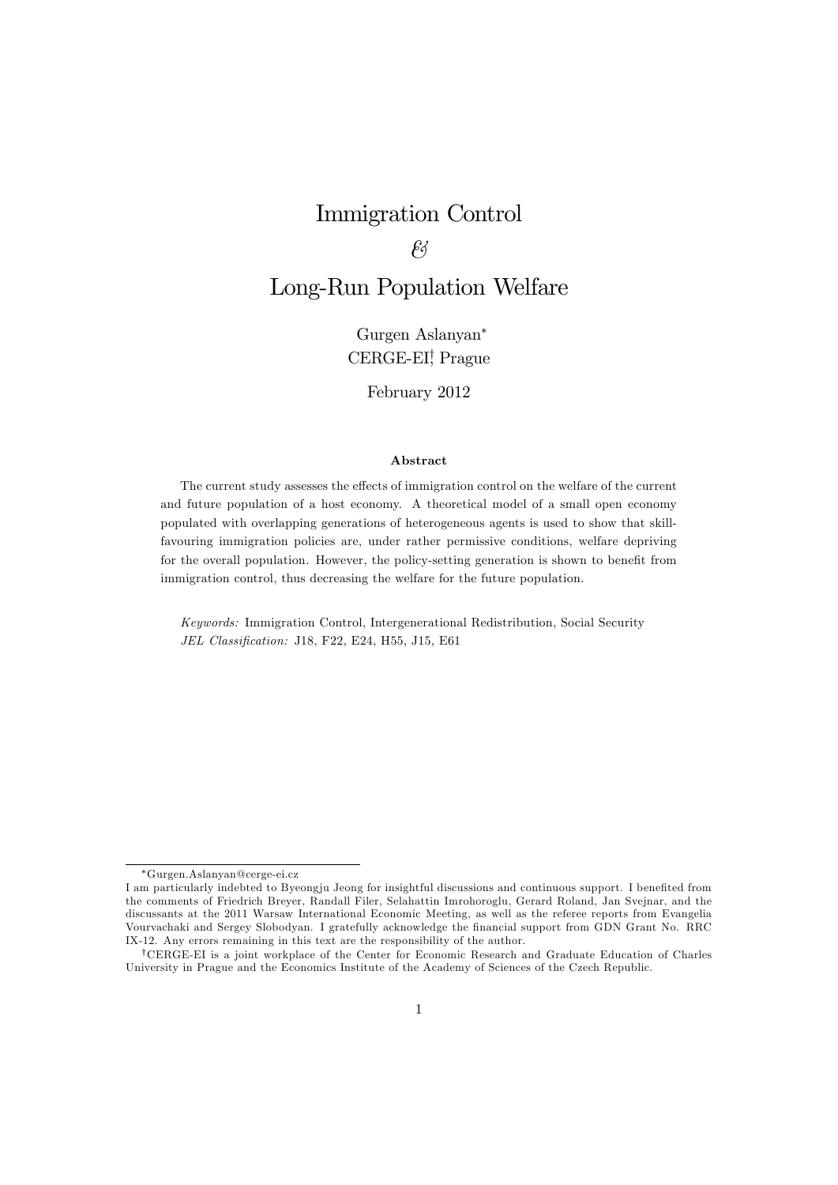# Immigration Control

# &

# Long-Run Population Welfare

Gurgen Aslanyan*

CERGE-EI†, Prague

February 2012

### Abstract

The current study assesses the effects of immigration control on the welfare of the current and future population of a host economy. A theoretical model of a small open economy populated with overlapping generations of heterogeneous agents is used to show that skill-favouring immigration policies are, under rather permissive conditions, welfare depriving for the overall population. However, the policy-setting generation is shown to benefit from immigration control, thus decreasing the welfare for the future population.

*Keywords:* Immigration Control, Intergenerational Redistribution, Social Security
*JEL Classification:* J18, F22, E24, H55, J15, E61

---

*Gurgen.Aslanyan@cerge-ei.cz
I am particularly indebted to Byeongju Jeong for insightful discussions and continuous support. I benefited from the comments of Friedrich Breyer, Randall Filer, Selahattin Imrohoroglu, Gerard Roland, Jan Svejnar, and the discussants at the 2011 Warsaw International Economic Meeting, as well as the referee reports from Evangelia Vourvachaki and Sergey Slobodyan. I gratefully acknowledge the financial support from GDN Grant No. RRC IX-12. Any errors remaining in this text are the responsibility of the author.

†CERGE-EI is a joint workplace of the Center for Economic Research and Graduate Education of Charles University in Prague and the Economics Institute of the Academy of Sciences of the Czech Republic.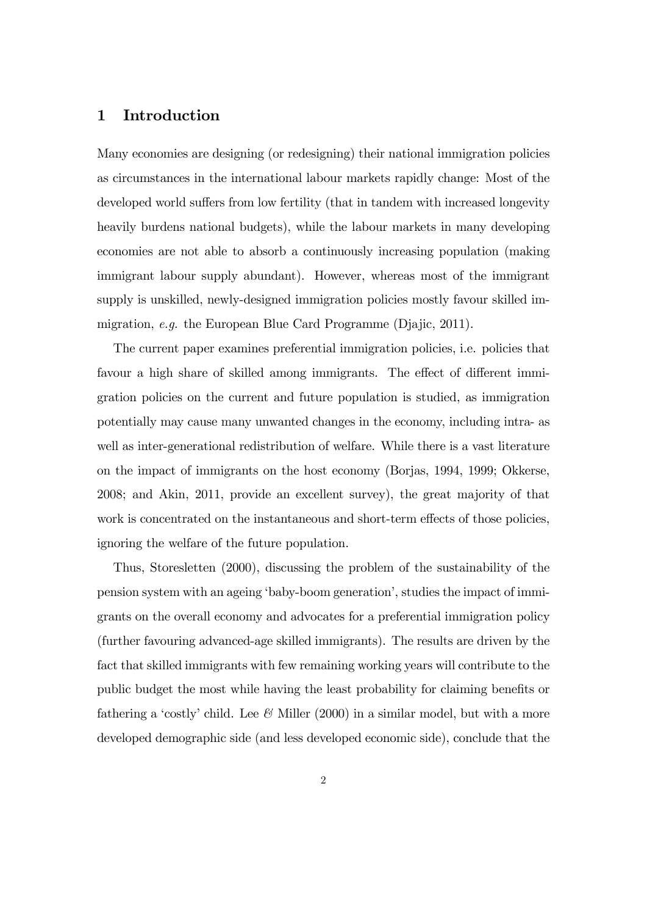# 1 Introduction

Many economies are designing (or redesigning) their national immigration policies as circumstances in the international labour markets rapidly change: Most of the developed world suffers from low fertility (that in tandem with increased longevity heavily burdens national budgets), while the labour markets in many developing economies are not able to absorb a continuously increasing population (making immigrant labour supply abundant). However, whereas most of the immigrant supply is unskilled, newly-designed immigration policies mostly favour skilled immigration, *e.g.* the European Blue Card Programme (Djajic, 2011).

The current paper examines preferential immigration policies, i.e. policies that favour a high share of skilled among immigrants. The effect of different immigration policies on the current and future population is studied, as immigration potentially may cause many unwanted changes in the economy, including intra- as well as inter-generational redistribution of welfare. While there is a vast literature on the impact of immigrants on the host economy (Borjas, 1994, 1999; Okkerse, 2008; and Akin, 2011, provide an excellent survey), the great majority of that work is concentrated on the instantaneous and short-term effects of those policies, ignoring the welfare of the future population.

Thus, Storesletten (2000), discussing the problem of the sustainability of the pension system with an ageing 'baby-boom generation', studies the impact of immigrants on the overall economy and advocates for a preferential immigration policy (further favouring advanced-age skilled immigrants). The results are driven by the fact that skilled immigrants with few remaining working years will contribute to the public budget the most while having the least probability for claiming benefits or fathering a 'costly' child. Lee *&* Miller (2000) in a similar model, but with a more developed demographic side (and less developed economic side), conclude that the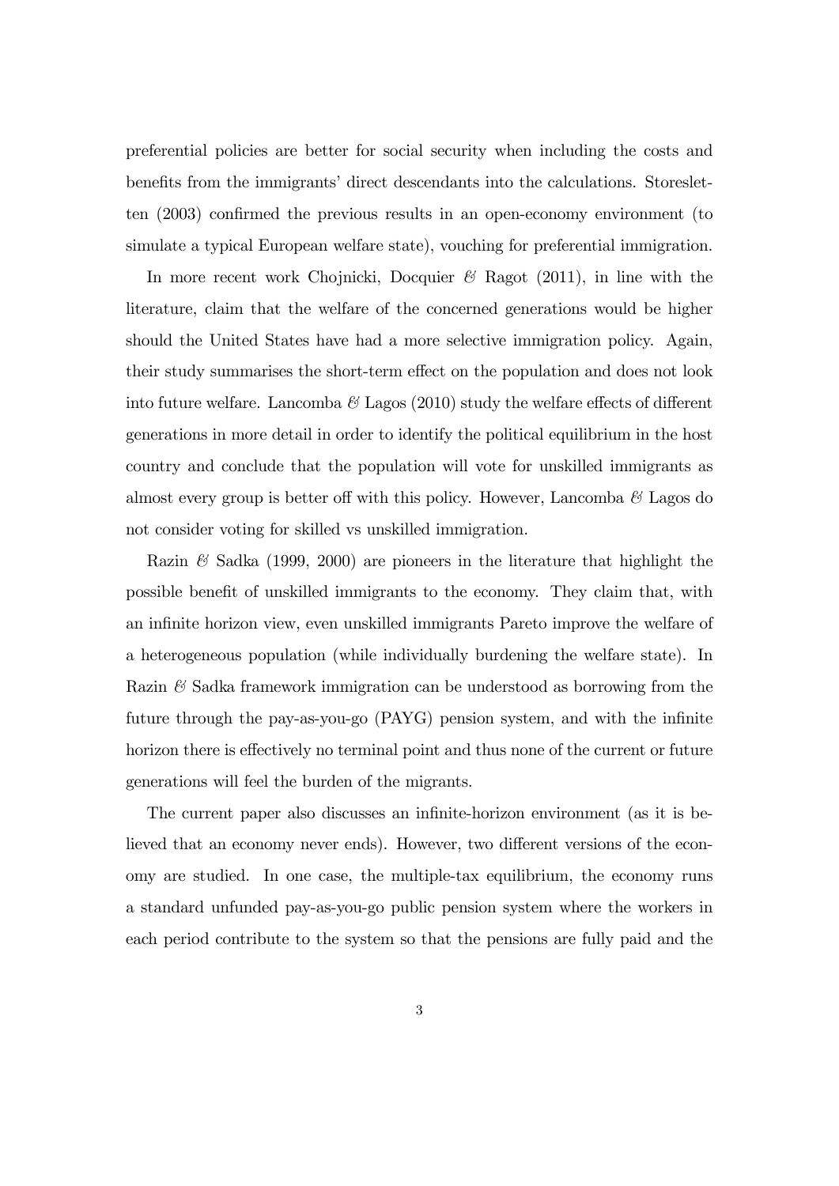preferential policies are better for social security when including the costs and benefits from the immigrants' direct descendants into the calculations. Storesletten (2003) confirmed the previous results in an open-economy environment (to simulate a typical European welfare state), vouching for preferential immigration.

In more recent work Chojnicki, Docquier & Ragot (2011), in line with the literature, claim that the welfare of the concerned generations would be higher should the United States have had a more selective immigration policy. Again, their study summarises the short-term effect on the population and does not look into future welfare. Lancomba & Lagos (2010) study the welfare effects of different generations in more detail in order to identify the political equilibrium in the host country and conclude that the population will vote for unskilled immigrants as almost every group is better off with this policy. However, Lancomba & Lagos do not consider voting for skilled vs unskilled immigration.

Razin & Sadka (1999, 2000) are pioneers in the literature that highlight the possible benefit of unskilled immigrants to the economy. They claim that, with an infinite horizon view, even unskilled immigrants Pareto improve the welfare of a heterogeneous population (while individually burdening the welfare state). In Razin & Sadka framework immigration can be understood as borrowing from the future through the pay-as-you-go (PAYG) pension system, and with the infinite horizon there is effectively no terminal point and thus none of the current or future generations will feel the burden of the migrants.

The current paper also discusses an infinite-horizon environment (as it is believed that an economy never ends). However, two different versions of the economy are studied. In one case, the multiple-tax equilibrium, the economy runs a standard unfunded pay-as-you-go public pension system where the workers in each period contribute to the system so that the pensions are fully paid and the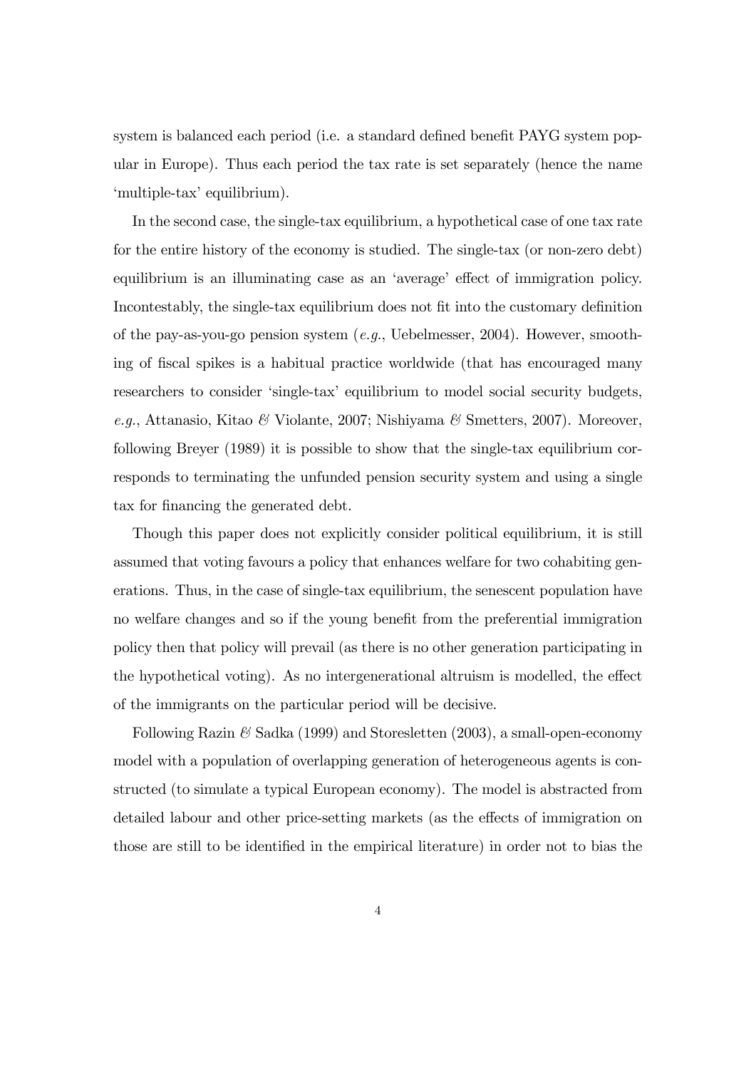system is balanced each period (i.e. a standard defined benefit PAYG system popular in Europe). Thus each period the tax rate is set separately (hence the name 'multiple-tax' equilibrium).

In the second case, the single-tax equilibrium, a hypothetical case of one tax rate for the entire history of the economy is studied. The single-tax (or non-zero debt) equilibrium is an illuminating case as an 'average' effect of immigration policy. Incontestably, the single-tax equilibrium does not fit into the customary definition of the pay-as-you-go pension system (*e.g.*, Uebelmesser, 2004). However, smoothing of fiscal spikes is a habitual practice worldwide (that has encouraged many researchers to consider 'single-tax' equilibrium to model social security budgets, *e.g.*, Attanasio, Kitao *&* Violante, 2007; Nishiyama *&* Smetters, 2007). Moreover, following Breyer (1989) it is possible to show that the single-tax equilibrium corresponds to terminating the unfunded pension security system and using a single tax for financing the generated debt.

Though this paper does not explicitly consider political equilibrium, it is still assumed that voting favours a policy that enhances welfare for two cohabiting generations. Thus, in the case of single-tax equilibrium, the senescent population have no welfare changes and so if the young benefit from the preferential immigration policy then that policy will prevail (as there is no other generation participating in the hypothetical voting). As no intergenerational altruism is modelled, the effect of the immigrants on the particular period will be decisive.

Following Razin *&* Sadka (1999) and Storesletten (2003), a small-open-economy model with a population of overlapping generation of heterogeneous agents is constructed (to simulate a typical European economy). The model is abstracted from detailed labour and other price-setting markets (as the effects of immigration on those are still to be identified in the empirical literature) in order not to bias the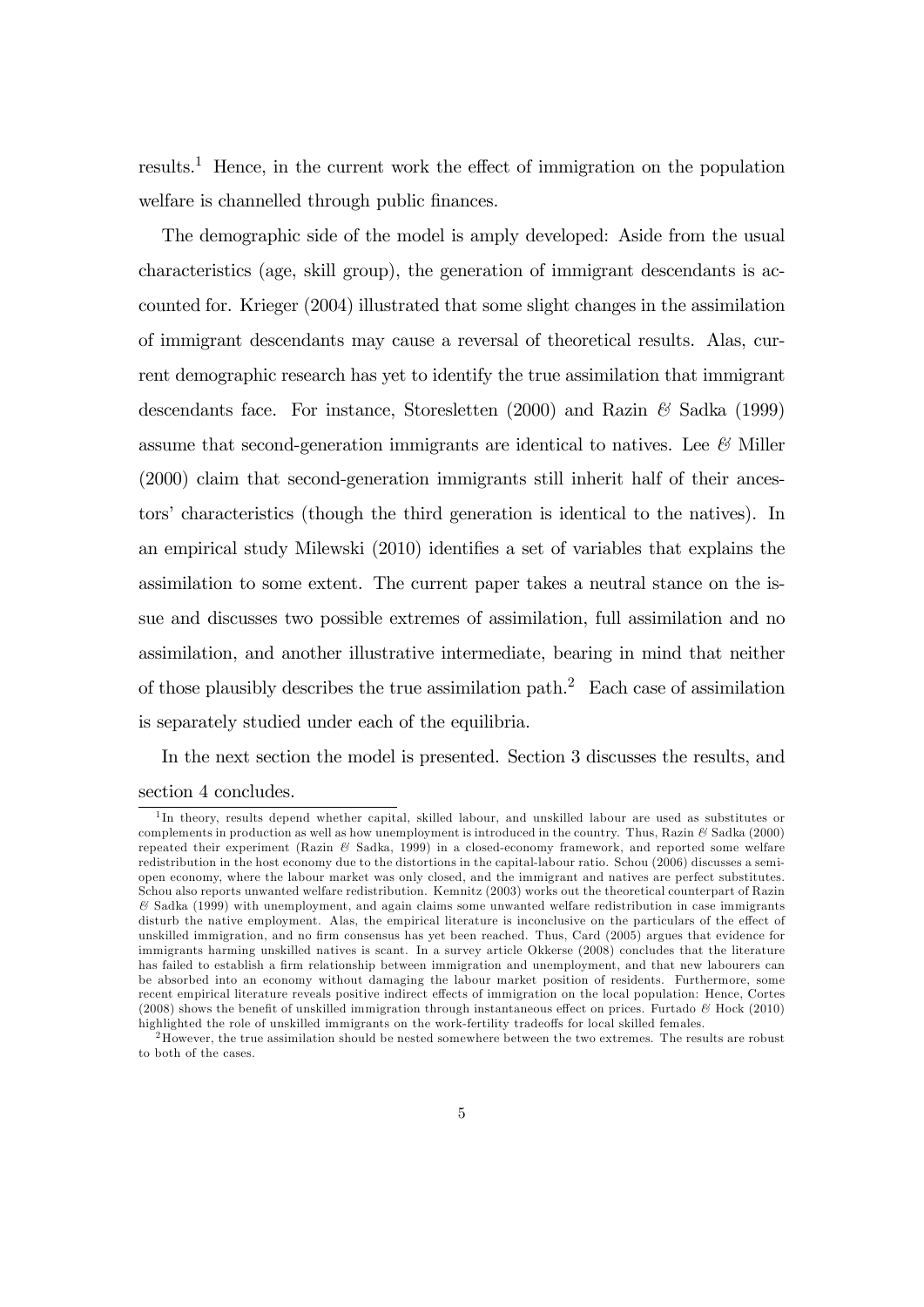results.[1] Hence, in the current work the effect of immigration on the population welfare is channelled through public finances.

The demographic side of the model is amply developed: Aside from the usual characteristics (age, skill group), the generation of immigrant descendants is accounted for. Krieger (2004) illustrated that some slight changes in the assimilation of immigrant descendants may cause a reversal of theoretical results. Alas, current demographic research has yet to identify the true assimilation that immigrant descendants face. For instance, Storesletten (2000) and Razin & Sadka (1999) assume that second-generation immigrants are identical to natives. Lee & Miller (2000) claim that second-generation immigrants still inherit half of their ancestors' characteristics (though the third generation is identical to the natives). In an empirical study Milewski (2010) identifies a set of variables that explains the assimilation to some extent. The current paper takes a neutral stance on the issue and discusses two possible extremes of assimilation, full assimilation and no assimilation, and another illustrative intermediate, bearing in mind that neither of those plausibly describes the true assimilation path.[2] Each case of assimilation is separately studied under each of the equilibria.

In the next section the model is presented. Section 3 discusses the results, and section 4 concludes.

---

[1] In theory, results depend whether capital, skilled labour, and unskilled labour are used as substitutes or complements in production as well as how unemployment is introduced in the country. Thus, Razin & Sadka (2000) repeated their experiment (Razin & Sadka, 1999) in a closed-economy framework, and reported some welfare redistribution in the host economy due to the distortions in the capital-labour ratio. Schou (2006) discusses a semi-open economy, where the labour market was only closed, and the immigrant and natives are perfect substitutes. Schou also reports unwanted welfare redistribution. Kemnitz (2003) works out the theoretical counterpart of Razin & Sadka (1999) with unemployment, and again claims some unwanted welfare redistribution in case immigrants disturb the native employment. Alas, the empirical literature is inconclusive on the particulars of the effect of unskilled immigration, and no firm consensus has yet been reached. Thus, Card (2005) argues that evidence for immigrants harming unskilled natives is scant. In a survey article Okkerse (2008) concludes that the literature has failed to establish a firm relationship between immigration and unemployment, and that new labourers can be absorbed into an economy without damaging the labour market position of residents. Furthermore, some recent empirical literature reveals positive indirect effects of immigration on the local population: Hence, Cortes (2008) shows the benefit of unskilled immigration through instantaneous effect on prices. Furtado & Hock (2010) highlighted the role of unskilled immigrants on the work-fertility tradeoffs for local skilled females.

[2] However, the true assimilation should be nested somewhere between the two extremes. The results are robust to both of the cases.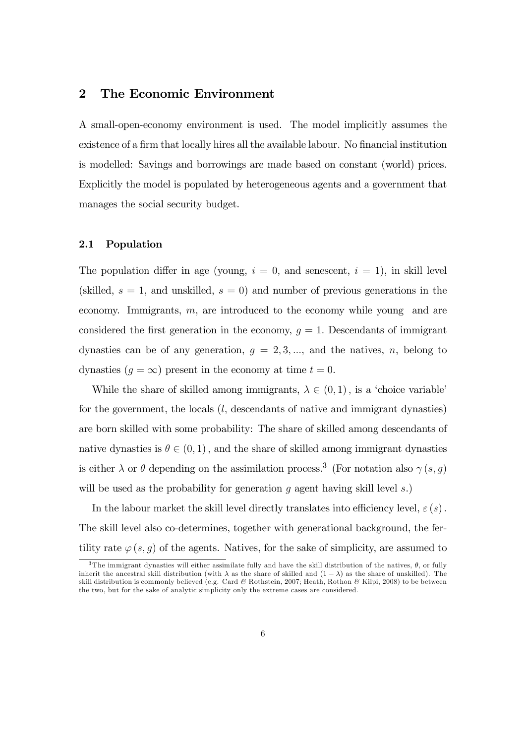## 2 The Economic Environment

A small-open-economy environment is used. The model implicitly assumes the existence of a firm that locally hires all the available labour. No financial institution is modelled: Savings and borrowings are made based on constant (world) prices. Explicitly the model is populated by heterogeneous agents and a government that manages the social security budget.

### 2.1 Population

The population differ in age (young, $i = 0$, and senescent, $i = 1$), in skill level (skilled, $s = 1$, and unskilled, $s = 0$) and number of previous generations in the economy. Immigrants, $m$, are introduced to the economy while young and are considered the first generation in the economy, $g = 1$. Descendants of immigrant dynasties can be of any generation, $g = 2, 3, ...$, and the natives, $n$, belong to dynasties ($g = \infty$) present in the economy at time $t = 0$.

While the share of skilled among immigrants, $\lambda \in (0, 1)$, is a 'choice variable' for the government, the locals ($l$, descendants of native and immigrant dynasties) are born skilled with some probability: The share of skilled among descendants of native dynasties is $\theta \in (0, 1)$, and the share of skilled among immigrant dynasties is either $\lambda$ or $\theta$ depending on the assimilation process.[3] (For notation also $\gamma(s, g)$ will be used as the probability for generation $g$ agent having skill level $s$.)

In the labour market the skill level directly translates into efficiency level, $\varepsilon(s)$. The skill level also co-determines, together with generational background, the fertility rate $\varphi(s, g)$ of the agents. Natives, for the sake of simplicity, are assumed to

[3] The immigrant dynasties will either assimilate fully and have the skill distribution of the natives, $\theta$, or fully inherit the ancestral skill distribution (with $\lambda$ as the share of skilled and $(1 - \lambda)$ as the share of unskilled). The skill distribution is commonly believed (e.g. Card & Rothstein, 2007; Heath, Rothon & Kilpi, 2008) to be between the two, but for the sake of analytic simplicity only the extreme cases are considered.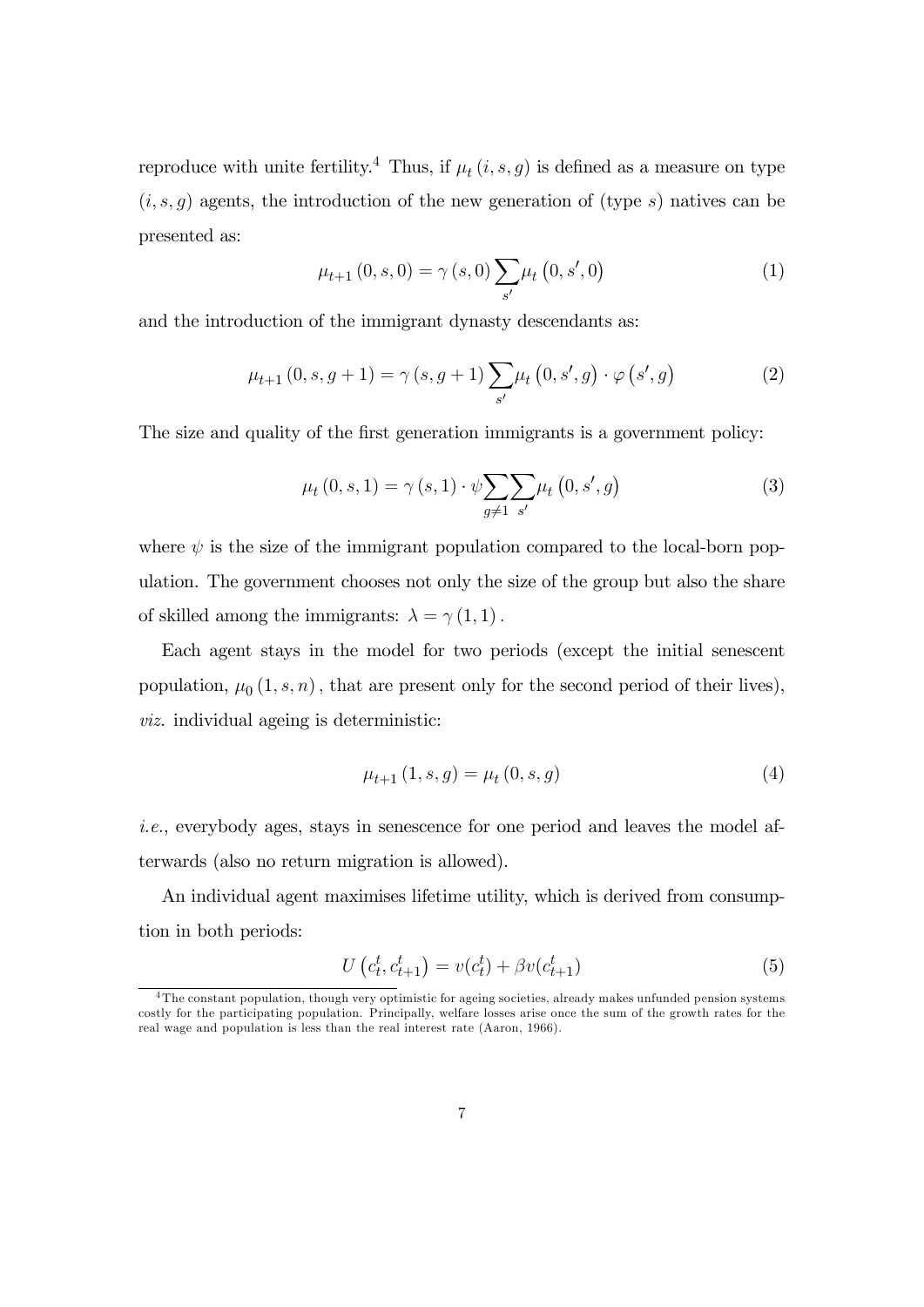reproduce with unite fertility.[4] Thus, if $\mu_t(i,s,g)$ is defined as a measure on type $(i,s,g)$ agents, the introduction of the new generation of (type $s$) natives can be presented as:

$$\mu_{t+1}(0,s,0) = \gamma(s,0)\sum_{s'}\mu_t(0,s',0) \tag{1}$$

and the introduction of the immigrant dynasty descendants as:

$$\mu_{t+1}(0,s,g+1) = \gamma(s,g+1)\sum_{s'}\mu_t(0,s',g)\cdot\varphi(s',g) \tag{2}$$

The size and quality of the first generation immigrants is a government policy:

$$\mu_t(0,s,1) = \gamma(s,1)\cdot\psi\sum_{g\neq 1}\sum_{s'}\mu_t(0,s',g) \tag{3}$$

where $\psi$ is the size of the immigrant population compared to the local-born population. The government chooses not only the size of the group but also the share of skilled among the immigrants: $\lambda = \gamma(1,1)$.

Each agent stays in the model for two periods (except the initial senescent population, $\mu_0(1,s,n)$, that are present only for the second period of their lives), *viz.* individual ageing is deterministic:

$$\mu_{t+1}(1,s,g) = \mu_t(0,s,g) \tag{4}$$

*i.e.*, everybody ages, stays in senescence for one period and leaves the model afterwards (also no return migration is allowed).

An individual agent maximises lifetime utility, which is derived from consumption in both periods:

$$U\left(c_t^t, c_{t+1}^t\right) = v(c_t^t) + \beta v(c_{t+1}^t) \tag{5}$$

[4] The constant population, though very optimistic for ageing societies, already makes unfunded pension systems costly for the participating population. Principally, welfare losses arise once the sum of the growth rates for the real wage and population is less than the real interest rate (Aaron, 1966).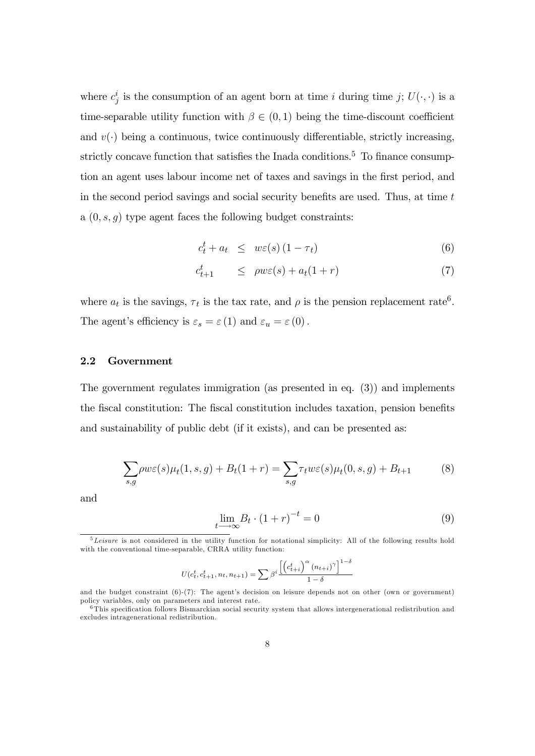where $c_j^i$ is the consumption of an agent born at time $i$ during time $j$; $U(\cdot,\cdot)$ is a time-separable utility function with $\beta \in (0,1)$ being the time-discount coefficient and $v(\cdot)$ being a continuous, twice continuously differentiable, strictly increasing, strictly concave function that satisfies the Inada conditions.[5] To finance consumption an agent uses labour income net of taxes and savings in the first period, and in the second period savings and social security benefits are used. Thus, at time $t$ a $(0, s, g)$ type agent faces the following budget constraints:

$$c_t^t + a_t \leq w\varepsilon(s)(1-\tau_t) \tag{6}$$

$$c_{t+1}^t \leq \rho w\varepsilon(s) + a_t(1+r) \tag{7}$$

where $a_t$ is the savings, $\tau_t$ is the tax rate, and $\rho$ is the pension replacement rate[6]. The agent's efficiency is $\varepsilon_s = \varepsilon(1)$ and $\varepsilon_u = \varepsilon(0)$.

## 2.2 Government

The government regulates immigration (as presented in eq. (3)) and implements the fiscal constitution: The fiscal constitution includes taxation, pension benefits and sustainability of public debt (if it exists), and can be presented as:

$$\sum_{s,g} \rho w\varepsilon(s)\mu_t(1,s,g) + B_t(1+r) = \sum_{s,g} \tau_t w\varepsilon(s)\mu_t(0,s,g) + B_{t+1} \tag{8}$$

and

$$\lim_{t \longrightarrow \infty} B_t \cdot (1+r)^{-t} = 0 \tag{9}$$

[5] *Leisure* is not considered in the utility function for notational simplicity: All of the following results hold with the conventional time-separable, CRRA utility function:

$$U(c_t^t, c_{t+1}^t, n_t, n_{t+1}) = \sum \beta^i \frac{\left[\left(c_{t+i}^t\right)^\alpha (n_{t+i})^\gamma\right]^{1-\delta}}{1-\delta}$$

and the budget constraint (6)-(7): The agent's decision on leisure depends not on other (own or government) policy variables, only on parameters and interest rate.

[6] This specification follows Bismarckian social security system that allows intergenerational redistribution and excludes intragenerational redistribution.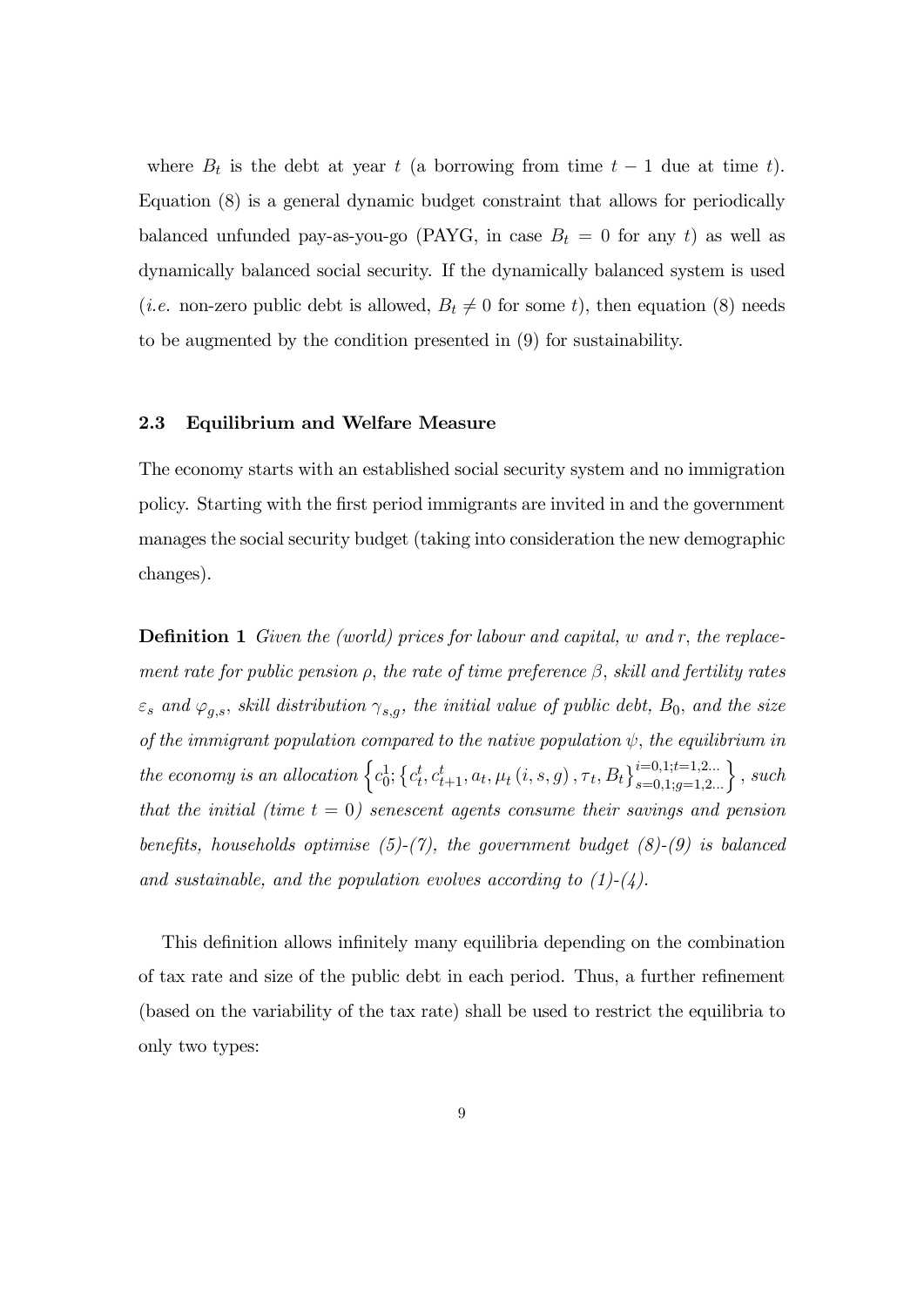where $B_t$ is the debt at year $t$ (a borrowing from time $t-1$ due at time $t$). Equation (8) is a general dynamic budget constraint that allows for periodically balanced unfunded pay-as-you-go (PAYG, in case $B_t = 0$ for any $t$) as well as dynamically balanced social security. If the dynamically balanced system is used (*i.e.* non-zero public debt is allowed, $B_t \neq 0$ for some $t$), then equation (8) needs to be augmented by the condition presented in (9) for sustainability.

### 2.3 Equilibrium and Welfare Measure

The economy starts with an established social security system and no immigration policy. Starting with the first period immigrants are invited in and the government manages the social security budget (taking into consideration the new demographic changes).

**Definition 1** *Given the (world) prices for labour and capital, $w$ and $r$, the replacement rate for public pension $\rho$, the rate of time preference $\beta$, skill and fertility rates $\varepsilon_s$ and $\varphi_{g,s}$, skill distribution $\gamma_{s,g}$, the initial value of public debt, $B_0$, and the size of the immigrant population compared to the native population $\psi$, the equilibrium in the economy is an allocation $\left\{ c_0^1; \left\{ c_t^t, c_{t+1}^t, a_t, \mu_t(i,s,g), \tau_t, B_t \right\}_{s=0,1;g=1,2...}^{i=0,1;t=1,2...} \right\}$, such that the initial (time $t = 0$) senescent agents consume their savings and pension benefits, households optimise (5)-(7), the government budget (8)-(9) is balanced and sustainable, and the population evolves according to (1)-(4).*

This definition allows infinitely many equilibria depending on the combination of tax rate and size of the public debt in each period. Thus, a further refinement (based on the variability of the tax rate) shall be used to restrict the equilibria to only two types: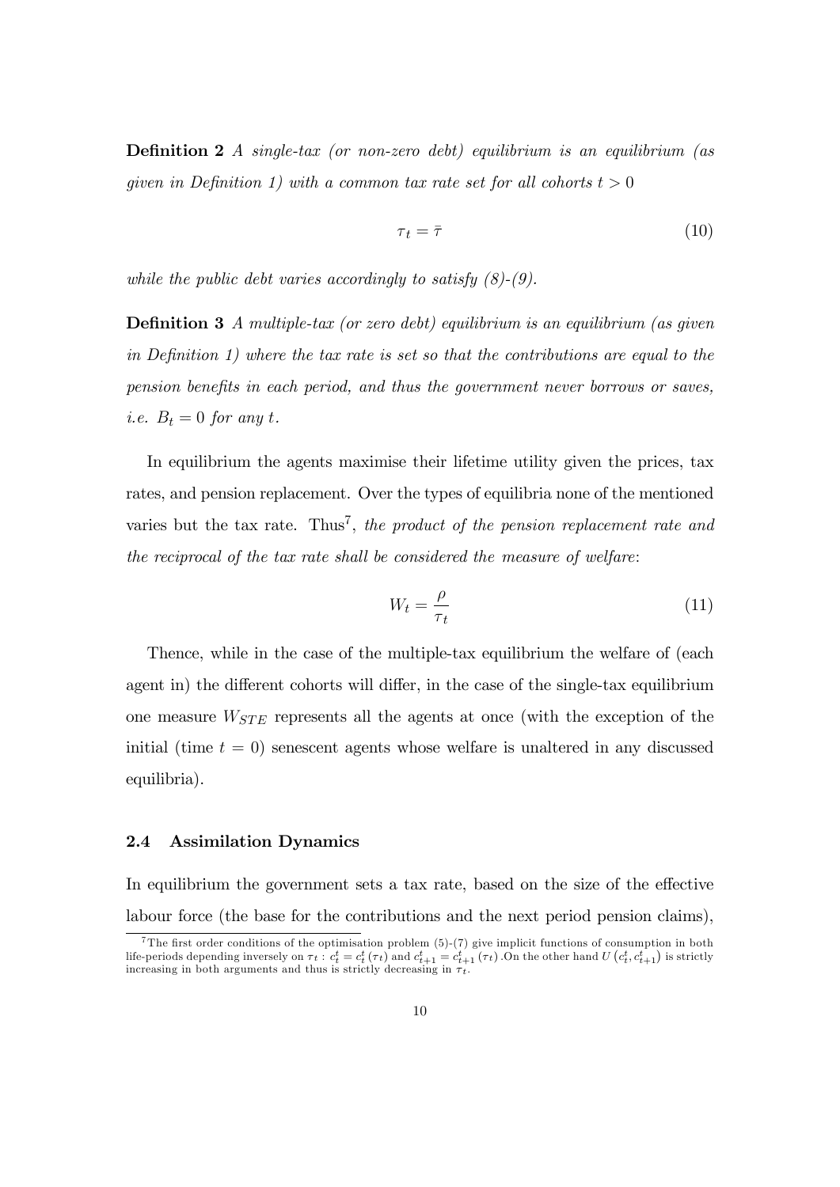**Definition 2** *A single-tax (or non-zero debt) equilibrium is an equilibrium (as given in Definition 1) with a common tax rate set for all cohorts $t > 0$*

$$\tau_t = \bar{\tau} \tag{10}$$

*while the public debt varies accordingly to satisfy (8)-(9).*

**Definition 3** *A multiple-tax (or zero debt) equilibrium is an equilibrium (as given in Definition 1) where the tax rate is set so that the contributions are equal to the pension benefits in each period, and thus the government never borrows or saves, i.e. $B_t = 0$ for any $t$.*

In equilibrium the agents maximise their lifetime utility given the prices, tax rates, and pension replacement. Over the types of equilibria none of the mentioned varies but the tax rate. Thus[7], *the product of the pension replacement rate and the reciprocal of the tax rate shall be considered the measure of welfare*:

$$W_t = \frac{\rho}{\tau_t} \tag{11}$$

Thence, while in the case of the multiple-tax equilibrium the welfare of (each agent in) the different cohorts will differ, in the case of the single-tax equilibrium one measure $W_{STE}$ represents all the agents at once (with the exception of the initial (time $t = 0$) senescent agents whose welfare is unaltered in any discussed equilibria).

### 2.4 Assimilation Dynamics

In equilibrium the government sets a tax rate, based on the size of the effective labour force (the base for the contributions and the next period pension claims),

[7] The first order conditions of the optimisation problem (5)-(7) give implicit functions of consumption in both life-periods depending inversely on $\tau_t$ : $c_t^t = c_t^t(\tau_t)$ and $c_{t+1}^t = c_{t+1}^t(\tau_t)$ .On the other hand $U(c_t^t, c_{t+1}^t)$ is strictly increasing in both arguments and thus is strictly decreasing in $\tau_t$.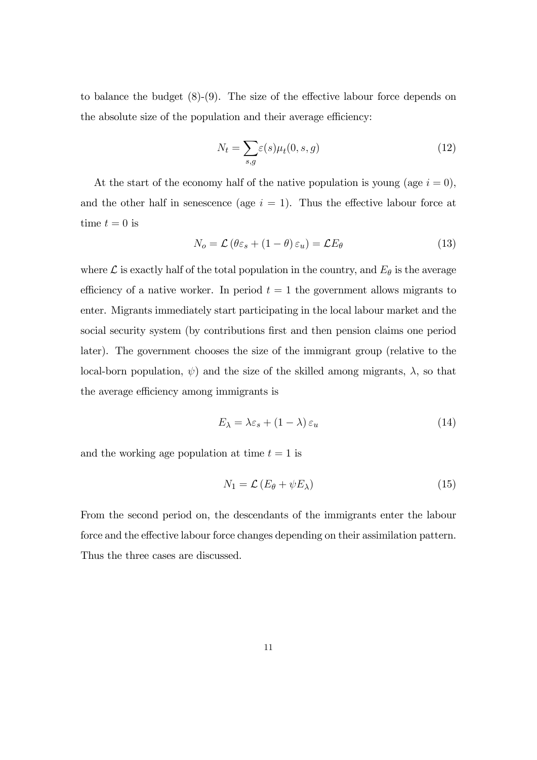to balance the budget (8)-(9). The size of the effective labour force depends on the absolute size of the population and their average efficiency:

$$N_t = \sum_{s,g} \varepsilon(s) \mu_t(0, s, g) \tag{12}$$

At the start of the economy half of the native population is young (age $i = 0$), and the other half in senescence (age $i = 1$). Thus the effective labour force at time $t = 0$ is

$$N_o = \mathcal{L} \left( \theta \varepsilon_s + (1 - \theta) \varepsilon_u \right) = \mathcal{L} E_\theta \tag{13}$$

where $\mathcal{L}$ is exactly half of the total population in the country, and $E_\theta$ is the average efficiency of a native worker. In period $t = 1$ the government allows migrants to enter. Migrants immediately start participating in the local labour market and the social security system (by contributions first and then pension claims one period later). The government chooses the size of the immigrant group (relative to the local-born population, $\psi$) and the size of the skilled among migrants, $\lambda$, so that the average efficiency among immigrants is

$$E_\lambda = \lambda \varepsilon_s + (1 - \lambda) \varepsilon_u \tag{14}$$

and the working age population at time $t = 1$ is

$$N_1 = \mathcal{L} \left( E_\theta + \psi E_\lambda \right) \tag{15}$$

From the second period on, the descendants of the immigrants enter the labour force and the effective labour force changes depending on their assimilation pattern. Thus the three cases are discussed.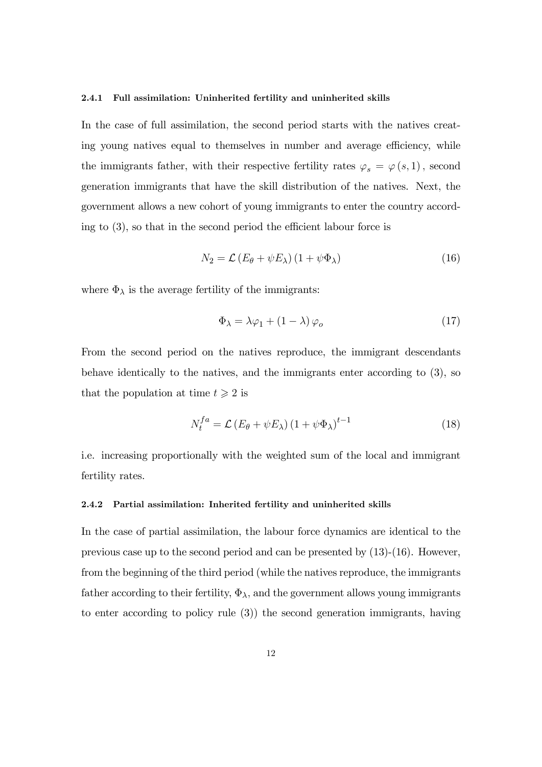#### 2.4.1 Full assimilation: Uninherited fertility and uninherited skills

In the case of full assimilation, the second period starts with the natives creating young natives equal to themselves in number and average efficiency, while the immigrants father, with their respective fertility rates $\varphi_s = \varphi(s, 1)$, second generation immigrants that have the skill distribution of the natives. Next, the government allows a new cohort of young immigrants to enter the country according to (3), so that in the second period the efficient labour force is

$$N_2 = \mathcal{L}(E_\theta + \psi E_\lambda)(1 + \psi \Phi_\lambda) \tag{16}$$

where $\Phi_\lambda$ is the average fertility of the immigrants:

$$\Phi_\lambda = \lambda \varphi_1 + (1 - \lambda) \varphi_o \tag{17}$$

From the second period on the natives reproduce, the immigrant descendants behave identically to the natives, and the immigrants enter according to (3), so that the population at time $t \geqslant 2$ is

$$N_t^{fa} = \mathcal{L}(E_\theta + \psi E_\lambda)(1 + \psi \Phi_\lambda)^{t-1} \tag{18}$$

i.e. increasing proportionally with the weighted sum of the local and immigrant fertility rates.

#### 2.4.2 Partial assimilation: Inherited fertility and uninherited skills

In the case of partial assimilation, the labour force dynamics are identical to the previous case up to the second period and can be presented by (13)-(16). However, from the beginning of the third period (while the natives reproduce, the immigrants father according to their fertility, $\Phi_\lambda$, and the government allows young immigrants to enter according to policy rule (3)) the second generation immigrants, having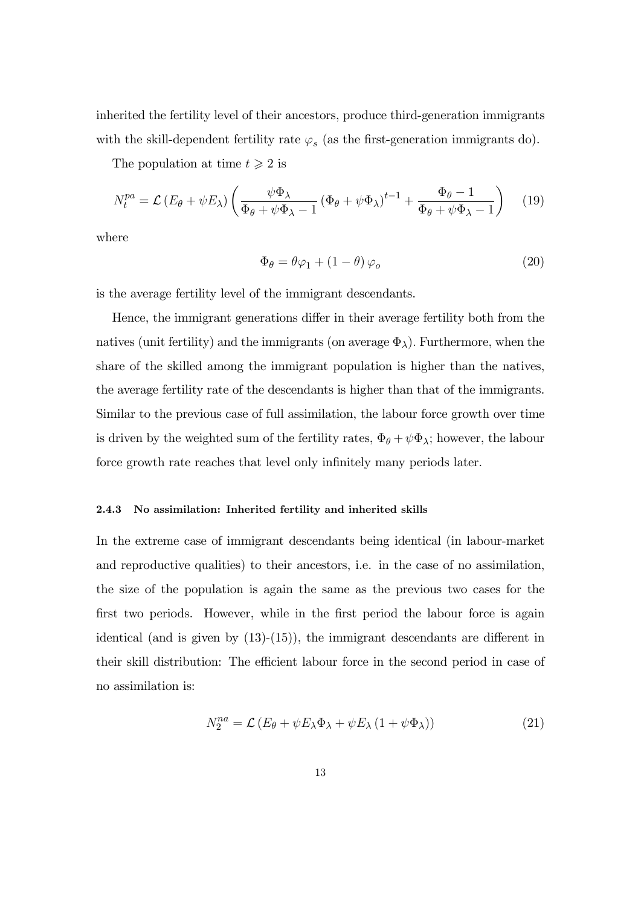inherited the fertility level of their ancestors, produce third-generation immigrants with the skill-dependent fertility rate $\varphi_s$ (as the first-generation immigrants do).

The population at time $t \geqslant 2$ is

$$N_t^{pa} = \mathcal{L}\left(E_\theta + \psi E_\lambda\right)\left(\frac{\psi \Phi_\lambda}{\Phi_\theta + \psi \Phi_\lambda - 1}\left(\Phi_\theta + \psi \Phi_\lambda\right)^{t-1} + \frac{\Phi_\theta - 1}{\Phi_\theta + \psi \Phi_\lambda - 1}\right) \tag{19}$$

where

$$\Phi_\theta = \theta \varphi_1 + (1-\theta)\varphi_o \tag{20}$$

is the average fertility level of the immigrant descendants.

Hence, the immigrant generations differ in their average fertility both from the natives (unit fertility) and the immigrants (on average $\Phi_\lambda$). Furthermore, when the share of the skilled among the immigrant population is higher than the natives, the average fertility rate of the descendants is higher than that of the immigrants. Similar to the previous case of full assimilation, the labour force growth over time is driven by the weighted sum of the fertility rates, $\Phi_\theta + \psi \Phi_\lambda$; however, the labour force growth rate reaches that level only infinitely many periods later.

#### 2.4.3 No assimilation: Inherited fertility and inherited skills

In the extreme case of immigrant descendants being identical (in labour-market and reproductive qualities) to their ancestors, i.e. in the case of no assimilation, the size of the population is again the same as the previous two cases for the first two periods. However, while in the first period the labour force is again identical (and is given by (13)-(15)), the immigrant descendants are different in their skill distribution: The efficient labour force in the second period in case of no assimilation is:

$$N_2^{na} = \mathcal{L}\left(E_\theta + \psi E_\lambda \Phi_\lambda + \psi E_\lambda\left(1 + \psi \Phi_\lambda\right)\right) \tag{21}$$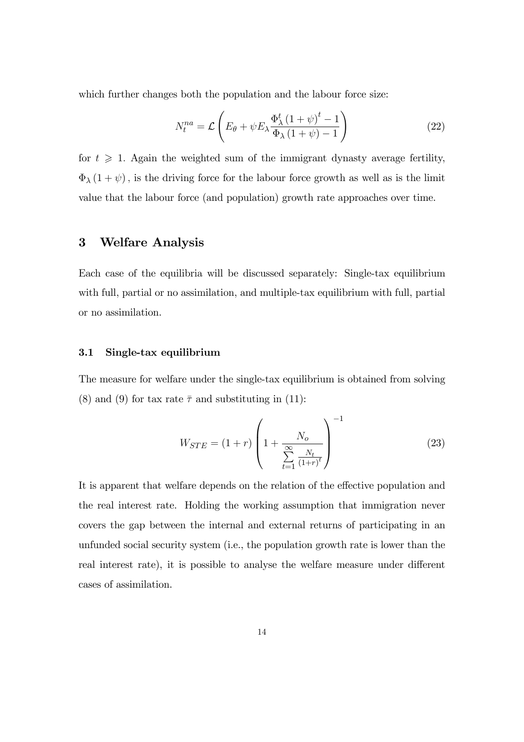which further changes both the population and the labour force size:

$$N_t^{na} = \mathcal{L}\left(E_\theta + \psi E_\lambda \frac{\Phi_\lambda^t (1+\psi)^t - 1}{\Phi_\lambda (1+\psi) - 1}\right) \tag{22}$$

for $t \geqslant 1$. Again the weighted sum of the immigrant dynasty average fertility, $\Phi_\lambda (1+\psi)$, is the driving force for the labour force growth as well as is the limit value that the labour force (and population) growth rate approaches over time.

## 3 Welfare Analysis

Each case of the equilibria will be discussed separately: Single-tax equilibrium with full, partial or no assimilation, and multiple-tax equilibrium with full, partial or no assimilation.

### 3.1 Single-tax equilibrium

The measure for welfare under the single-tax equilibrium is obtained from solving (8) and (9) for tax rate $\bar{\tau}$ and substituting in (11):

$$W_{STE} = (1+r)\left(1 + \frac{N_o}{\sum_{t=1}^{\infty} \frac{N_t}{(1+r)^t}}\right)^{-1} \tag{23}$$

It is apparent that welfare depends on the relation of the effective population and the real interest rate. Holding the working assumption that immigration never covers the gap between the internal and external returns of participating in an unfunded social security system (i.e., the population growth rate is lower than the real interest rate), it is possible to analyse the welfare measure under different cases of assimilation.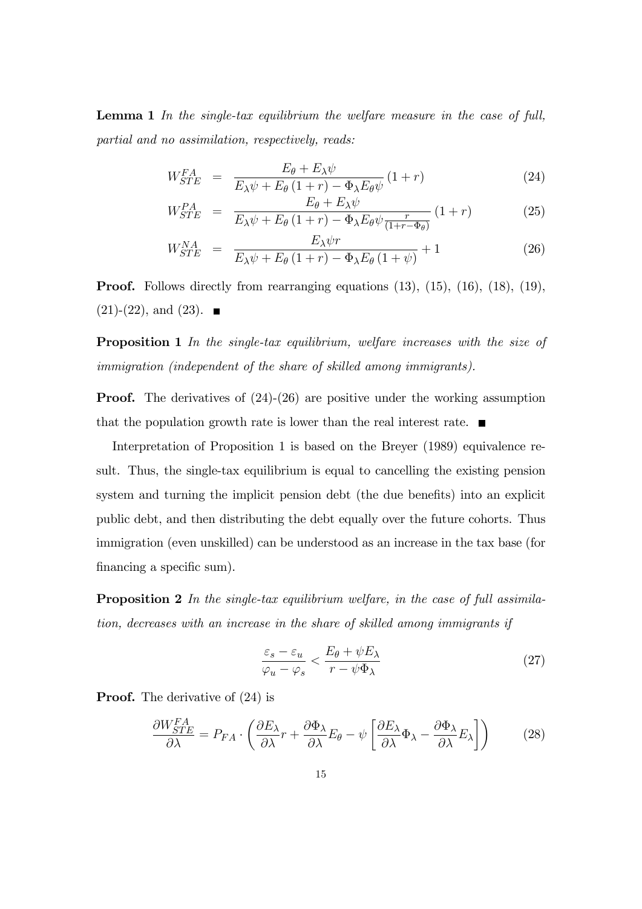**Lemma 1** *In the single-tax equilibrium the welfare measure in the case of full, partial and no assimilation, respectively, reads:*

$$W_{STE}^{FA} = \frac{E_\theta + E_\lambda \psi}{E_\lambda \psi + E_\theta (1+r) - \Phi_\lambda E_\theta \psi} (1+r) \tag{24}$$

$$W_{STE}^{PA} = \frac{E_\theta + E_\lambda \psi}{E_\lambda \psi + E_\theta (1+r) - \Phi_\lambda E_\theta \psi \frac{r}{(1+r-\Phi_\theta)}} (1+r) \tag{25}$$

$$W_{STE}^{NA} = \frac{E_\lambda \psi r}{E_\lambda \psi + E_\theta (1+r) - \Phi_\lambda E_\theta (1+\psi)} + 1 \tag{26}$$

**Proof.** Follows directly from rearranging equations (13), (15), (16), (18), (19), (21)-(22), and (23). ∎

**Proposition 1** *In the single-tax equilibrium, welfare increases with the size of immigration (independent of the share of skilled among immigrants).*

**Proof.** The derivatives of (24)-(26) are positive under the working assumption that the population growth rate is lower than the real interest rate. ∎

Interpretation of Proposition 1 is based on the Breyer (1989) equivalence result. Thus, the single-tax equilibrium is equal to cancelling the existing pension system and turning the implicit pension debt (the due benefits) into an explicit public debt, and then distributing the debt equally over the future cohorts. Thus immigration (even unskilled) can be understood as an increase in the tax base (for financing a specific sum).

**Proposition 2** *In the single-tax equilibrium welfare, in the case of full assimilation, decreases with an increase in the share of skilled among immigrants if*

$$\frac{\varepsilon_s - \varepsilon_u}{\varphi_u - \varphi_s} < \frac{E_\theta + \psi E_\lambda}{r - \psi \Phi_\lambda} \tag{27}$$

**Proof.** The derivative of (24) is

$$\frac{\partial W_{STE}^{FA}}{\partial \lambda} = P_{FA} \cdot \left( \frac{\partial E_\lambda}{\partial \lambda} r + \frac{\partial \Phi_\lambda}{\partial \lambda} E_\theta - \psi \left[ \frac{\partial E_\lambda}{\partial \lambda} \Phi_\lambda - \frac{\partial \Phi_\lambda}{\partial \lambda} E_\lambda \right] \right) \tag{28}$$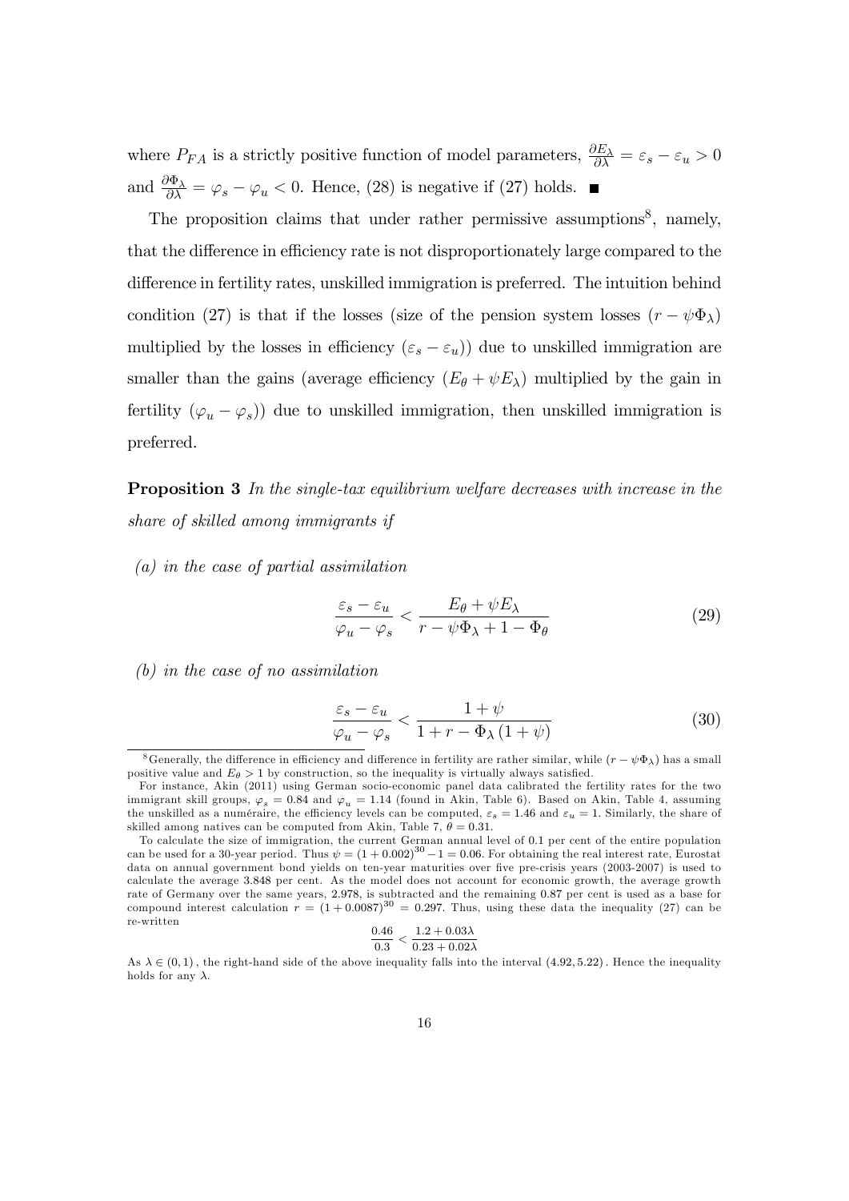where $P_{FA}$ is a strictly positive function of model parameters, $\frac{\partial E_\lambda}{\partial \lambda} = \varepsilon_s - \varepsilon_u > 0$ and $\frac{\partial \Phi_\lambda}{\partial \lambda} = \varphi_s - \varphi_u < 0$. Hence, (28) is negative if (27) holds. ■

The proposition claims that under rather permissive assumptions[8], namely, that the difference in efficiency rate is not disproportionately large compared to the difference in fertility rates, unskilled immigration is preferred. The intuition behind condition (27) is that if the losses (size of the pension system losses $(r - \psi\Phi_\lambda)$ multiplied by the losses in efficiency $(\varepsilon_s - \varepsilon_u)$) due to unskilled immigration are smaller than the gains (average efficiency $(E_\theta + \psi E_\lambda)$ multiplied by the gain in fertility $(\varphi_u - \varphi_s)$) due to unskilled immigration, then unskilled immigration is preferred.

**Proposition 3** *In the single-tax equilibrium welfare decreases with increase in the share of skilled among immigrants if*

*(a) in the case of partial assimilation*

$$\frac{\varepsilon_s - \varepsilon_u}{\varphi_u - \varphi_s} < \frac{E_\theta + \psi E_\lambda}{r - \psi\Phi_\lambda + 1 - \Phi_\theta} \tag{29}$$

*(b) in the case of no assimilation*

$$\frac{\varepsilon_s - \varepsilon_u}{\varphi_u - \varphi_s} < \frac{1 + \psi}{1 + r - \Phi_\lambda (1 + \psi)} \tag{30}$$

---

[8] Generally, the difference in efficiency and difference in fertility are rather similar, while $(r - \psi\Phi_\lambda)$ has a small positive value and $E_\theta > 1$ by construction, so the inequality is virtually always satisfied.

For instance, Akin (2011) using German socio-economic panel data calibrated the fertility rates for the two immigrant skill groups, $\varphi_s = 0.84$ and $\varphi_u = 1.14$ (found in Akin, Table 6). Based on Akin, Table 4, assuming the unskilled as a numéraire, the efficiency levels can be computed, $\varepsilon_s = 1.46$ and $\varepsilon_u = 1$. Similarly, the share of skilled among natives can be computed from Akin, Table 7, $\theta = 0.31$.

To calculate the size of immigration, the current German annual level of 0.1 per cent of the entire population can be used for a 30-year period. Thus $\psi = (1 + 0.002)^{30} - 1 = 0.06$. For obtaining the real interest rate, Eurostat data on annual government bond yields on ten-year maturities over five pre-crisis years (2003-2007) is used to calculate the average 3.848 per cent. As the model does not account for economic growth, the average growth rate of Germany over the same years, 2.978, is subtracted and the remaining 0.87 per cent is used as a base for compound interest calculation $r = (1 + 0.0087)^{30} = 0.297$. Thus, using these data the inequality (27) can be re-written

$$\frac{0.46}{0.3} < \frac{1.2 + 0.03\lambda}{0.23 + 0.02\lambda}$$

As $\lambda \in (0, 1)$, the right-hand side of the above inequality falls into the interval $(4.92, 5.22)$. Hence the inequality holds for any $\lambda$.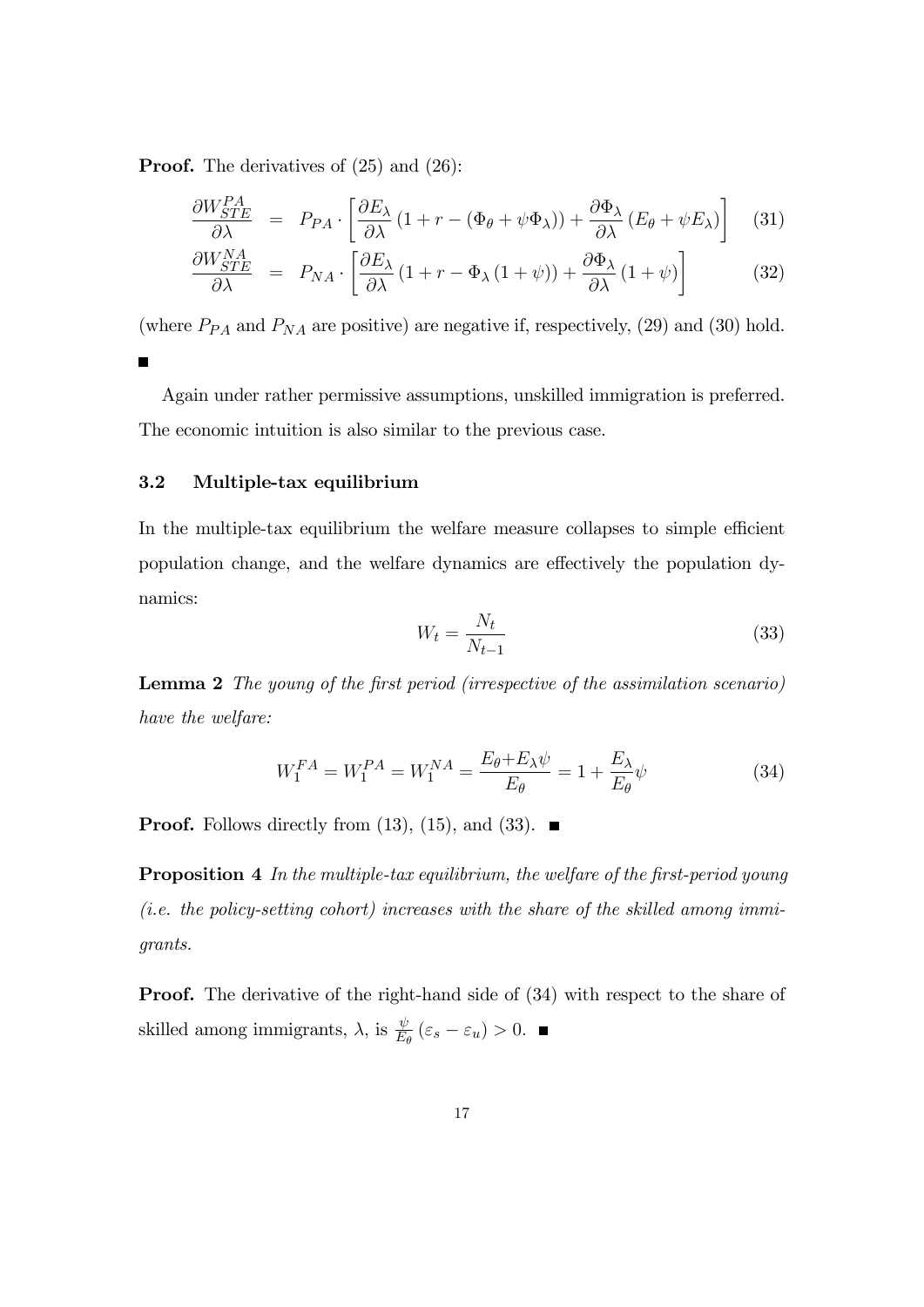**Proof.** The derivatives of (25) and (26):

$$\frac{\partial W_{STE}^{PA}}{\partial \lambda} = P_{PA} \cdot \left[ \frac{\partial E_{\lambda}}{\partial \lambda} \left(1 + r - \left(\Phi_{\theta} + \psi \Phi_{\lambda}\right)\right) + \frac{\partial \Phi_{\lambda}}{\partial \lambda} \left(E_{\theta} + \psi E_{\lambda}\right) \right] \quad (31)$$

$$\frac{\partial W_{STE}^{NA}}{\partial \lambda} = P_{NA} \cdot \left[ \frac{\partial E_{\lambda}}{\partial \lambda} \left(1 + r - \Phi_{\lambda} \left(1 + \psi\right)\right) + \frac{\partial \Phi_{\lambda}}{\partial \lambda} \left(1 + \psi\right) \right] \quad (32)$$

(where $P_{PA}$ and $P_{NA}$ are positive) are negative if, respectively, (29) and (30) hold. ■

Again under rather permissive assumptions, unskilled immigration is preferred. The economic intuition is also similar to the previous case.

### 3.2 Multiple-tax equilibrium

In the multiple-tax equilibrium the welfare measure collapses to simple efficient population change, and the welfare dynamics are effectively the population dynamics:

$$W_t = \frac{N_t}{N_{t-1}} \quad (33)$$

**Lemma 2** *The young of the first period (irrespective of the assimilation scenario) have the welfare:*

$$W_1^{FA} = W_1^{PA} = W_1^{NA} = \frac{E_{\theta} + E_{\lambda} \psi}{E_{\theta}} = 1 + \frac{E_{\lambda}}{E_{\theta}} \psi \quad (34)$$

**Proof.** Follows directly from (13), (15), and (33). ■

**Proposition 4** *In the multiple-tax equilibrium, the welfare of the first-period young (i.e. the policy-setting cohort) increases with the share of the skilled among immigrants.*

**Proof.** The derivative of the right-hand side of (34) with respect to the share of skilled among immigrants, $\lambda$, is $\frac{\psi}{E_{\theta}} \left(\varepsilon_s - \varepsilon_u\right) > 0$. ■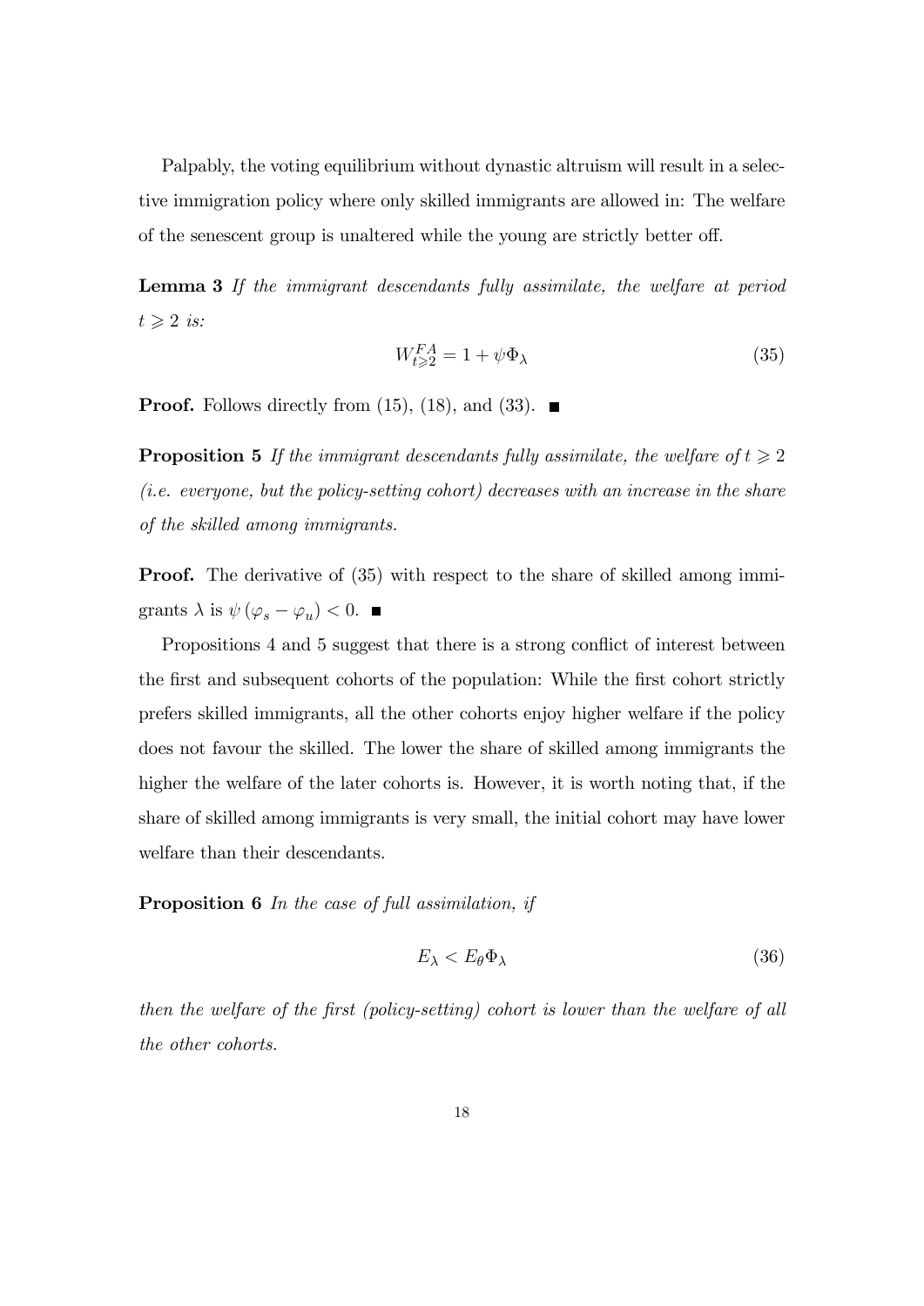Palpably, the voting equilibrium without dynastic altruism will result in a selective immigration policy where only skilled immigrants are allowed in: The welfare of the senescent group is unaltered while the young are strictly better off.

**Lemma 3** *If the immigrant descendants fully assimilate, the welfare at period $t \geqslant 2$ is:*

$$W_{t \geqslant 2}^{FA} = 1 + \psi \Phi_{\lambda} \tag{35}$$

**Proof.** Follows directly from (15), (18), and (33). ■

**Proposition 5** *If the immigrant descendants fully assimilate, the welfare of $t \geqslant 2$ (i.e. everyone, but the policy-setting cohort) decreases with an increase in the share of the skilled among immigrants.*

**Proof.** The derivative of (35) with respect to the share of skilled among immigrants $\lambda$ is $\psi (\varphi_s - \varphi_u) < 0$. ■

Propositions 4 and 5 suggest that there is a strong conflict of interest between the first and subsequent cohorts of the population: While the first cohort strictly prefers skilled immigrants, all the other cohorts enjoy higher welfare if the policy does not favour the skilled. The lower the share of skilled among immigrants the higher the welfare of the later cohorts is. However, it is worth noting that, if the share of skilled among immigrants is very small, the initial cohort may have lower welfare than their descendants.

**Proposition 6** *In the case of full assimilation, if*

$$E_{\lambda} < E_{\theta} \Phi_{\lambda} \tag{36}$$

*then the welfare of the first (policy-setting) cohort is lower than the welfare of all the other cohorts.*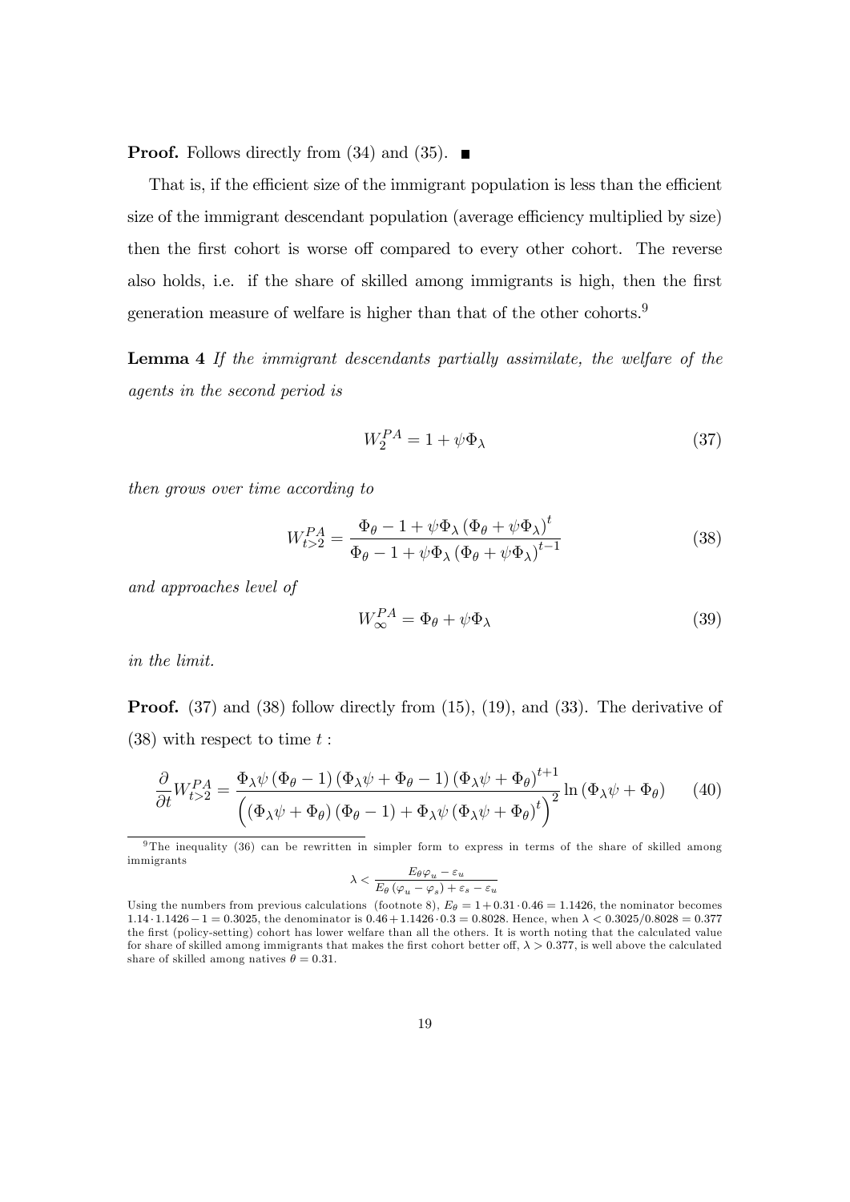**Proof.** Follows directly from (34) and (35). ■

That is, if the efficient size of the immigrant population is less than the efficient size of the immigrant descendant population (average efficiency multiplied by size) then the first cohort is worse off compared to every other cohort. The reverse also holds, i.e. if the share of skilled among immigrants is high, then the first generation measure of welfare is higher than that of the other cohorts.[9]

**Lemma 4** *If the immigrant descendants partially assimilate, the welfare of the agents in the second period is*

$$W_2^{PA} = 1 + \psi \Phi_\lambda \tag{37}$$

*then grows over time according to*

$$W_{t>2}^{PA} = \frac{\Phi_\theta - 1 + \psi \Phi_\lambda \left(\Phi_\theta + \psi \Phi_\lambda\right)^t}{\Phi_\theta - 1 + \psi \Phi_\lambda \left(\Phi_\theta + \psi \Phi_\lambda\right)^{t-1}} \tag{38}$$

*and approaches level of*

$$W_\infty^{PA} = \Phi_\theta + \psi \Phi_\lambda \tag{39}$$

*in the limit.*

**Proof.** (37) and (38) follow directly from (15), (19), and (33). The derivative of (38) with respect to time $t$ :

$$\frac{\partial}{\partial t} W_{t>2}^{PA} = \frac{\Phi_\lambda \psi \left(\Phi_\theta - 1\right)\left(\Phi_\lambda \psi + \Phi_\theta - 1\right)\left(\Phi_\lambda \psi + \Phi_\theta\right)^{t+1}}{\left(\left(\Phi_\lambda \psi + \Phi_\theta\right)\left(\Phi_\theta - 1\right) + \Phi_\lambda \psi \left(\Phi_\lambda \psi + \Phi_\theta\right)^t\right)^2} \ln\left(\Phi_\lambda \psi + \Phi_\theta\right) \tag{40}$$

---

[9] The inequality (36) can be rewritten in simpler form to express in terms of the share of skilled among immigrants

$$\lambda < \frac{E_\theta \varphi_u - \varepsilon_u}{E_\theta \left(\varphi_u - \varphi_s\right) + \varepsilon_s - \varepsilon_u}$$

Using the numbers from previous calculations (footnote 8), $E_\theta = 1 + 0.31 \cdot 0.46 = 1.1426$, the nominator becomes $1.14 \cdot 1.1426 - 1 = 0.3025$, the denominator is $0.46 + 1.1426 \cdot 0.3 = 0.8028$. Hence, when $\lambda < 0.3025/0.8028 = 0.377$ the first (policy-setting) cohort has lower welfare than all the others. It is worth noting that the calculated value for share of skilled among immigrants that makes the first cohort better off, $\lambda > 0.377$, is well above the calculated share of skilled among natives $\theta = 0.31$.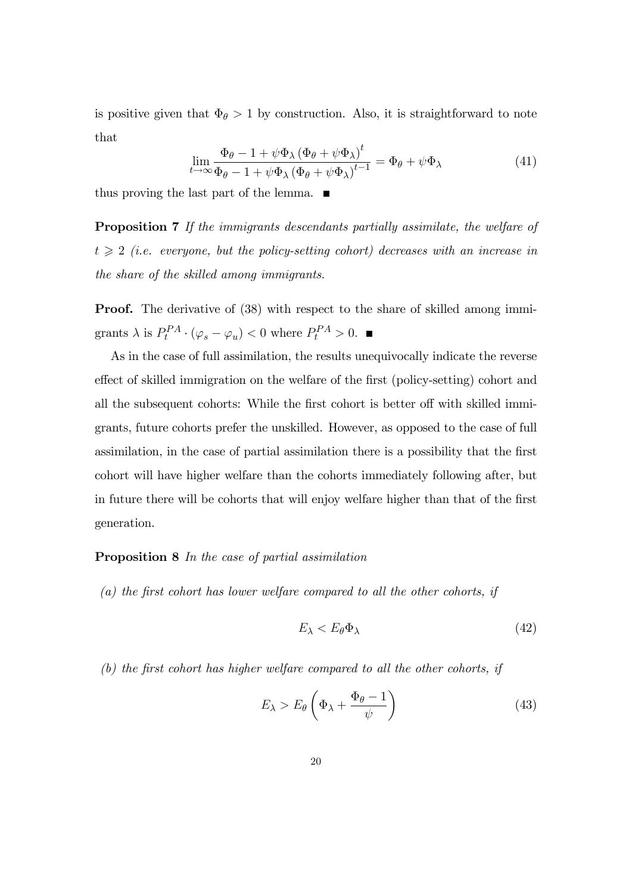is positive given that $\Phi_\theta > 1$ by construction. Also, it is straightforward to note that

$$\lim_{t \to \infty} \frac{\Phi_\theta - 1 + \psi \Phi_\lambda \left(\Phi_\theta + \psi \Phi_\lambda\right)^t}{\Phi_\theta - 1 + \psi \Phi_\lambda \left(\Phi_\theta + \psi \Phi_\lambda\right)^{t-1}} = \Phi_\theta + \psi \Phi_\lambda \tag{41}$$

thus proving the last part of the lemma. ■

**Proposition 7** *If the immigrants descendants partially assimilate, the welfare of $t \geqslant 2$ (i.e. everyone, but the policy-setting cohort) decreases with an increase in the share of the skilled among immigrants.*

**Proof.** The derivative of (38) with respect to the share of skilled among immigrants $\lambda$ is $P_t^{PA} \cdot (\varphi_s - \varphi_u) < 0$ where $P_t^{PA} > 0$. ■

As in the case of full assimilation, the results unequivocally indicate the reverse effect of skilled immigration on the welfare of the first (policy-setting) cohort and all the subsequent cohorts: While the first cohort is better off with skilled immigrants, future cohorts prefer the unskilled. However, as opposed to the case of full assimilation, in the case of partial assimilation there is a possibility that the first cohort will have higher welfare than the cohorts immediately following after, but in future there will be cohorts that will enjoy welfare higher than that of the first generation.

**Proposition 8** *In the case of partial assimilation*

*(a) the first cohort has lower welfare compared to all the other cohorts, if*

$$E_\lambda < E_\theta \Phi_\lambda \tag{42}$$

*(b) the first cohort has higher welfare compared to all the other cohorts, if*

$$E_\lambda > E_\theta \left( \Phi_\lambda + \frac{\Phi_\theta - 1}{\psi} \right) \tag{43}$$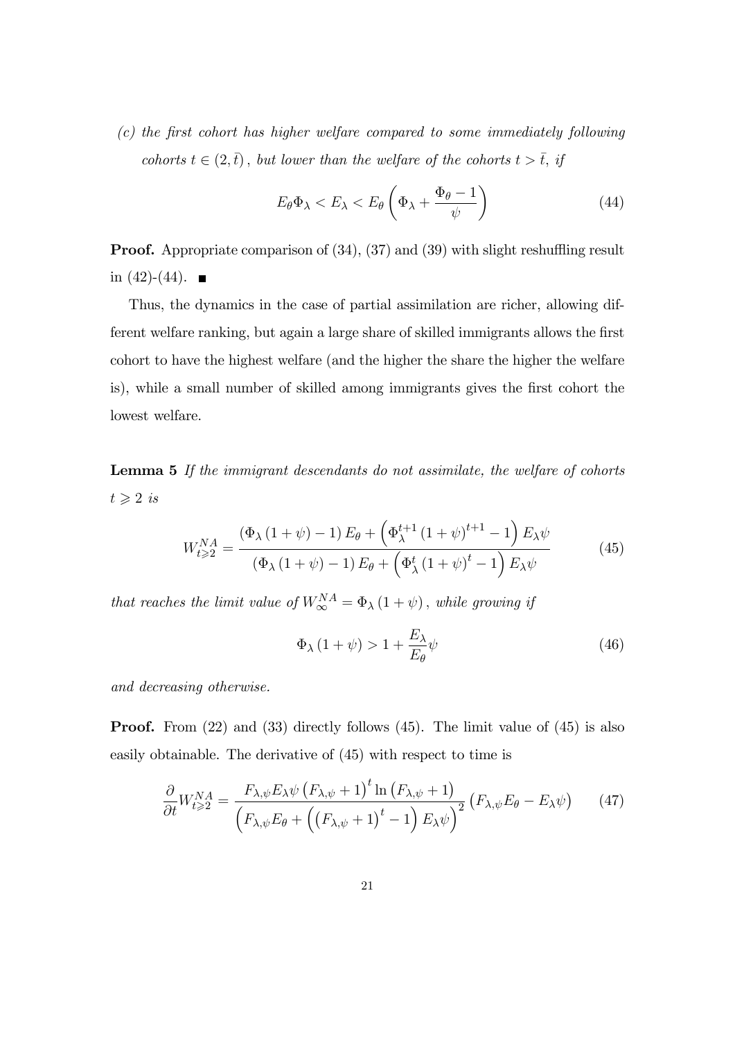*(c) the first cohort has higher welfare compared to some immediately following cohorts $t \in (2, \bar{t})$, but lower than the welfare of the cohorts $t > \bar{t}$, if*

$$E_\theta \Phi_\lambda < E_\lambda < E_\theta \left( \Phi_\lambda + \frac{\Phi_\theta - 1}{\psi} \right) \tag{44}$$

**Proof.** Appropriate comparison of (34), (37) and (39) with slight reshuffling result in (42)-(44). ■

Thus, the dynamics in the case of partial assimilation are richer, allowing different welfare ranking, but again a large share of skilled immigrants allows the first cohort to have the highest welfare (and the higher the share the higher the welfare is), while a small number of skilled among immigrants gives the first cohort the lowest welfare.

**Lemma 5** *If the immigrant descendants do not assimilate, the welfare of cohorts $t \geqslant 2$ is*

$$W_{t \geqslant 2}^{NA} = \frac{\left(\Phi_\lambda (1+\psi) - 1\right) E_\theta + \left(\Phi_\lambda^{t+1} (1+\psi)^{t+1} - 1\right) E_\lambda \psi}{\left(\Phi_\lambda (1+\psi) - 1\right) E_\theta + \left(\Phi_\lambda^{t} (1+\psi)^{t} - 1\right) E_\lambda \psi} \tag{45}$$

*that reaches the limit value of $W_\infty^{NA} = \Phi_\lambda (1+\psi)$, while growing if*

$$\Phi_\lambda (1+\psi) > 1 + \frac{E_\lambda}{E_\theta} \psi \tag{46}$$

*and decreasing otherwise.*

**Proof.** From (22) and (33) directly follows (45). The limit value of (45) is also easily obtainable. The derivative of (45) with respect to time is

$$\frac{\partial}{\partial t} W_{t \geqslant 2}^{NA} = \frac{F_{\lambda,\psi} E_\lambda \psi \left(F_{\lambda,\psi} + 1\right)^t \ln \left(F_{\lambda,\psi} + 1\right)}{\left(F_{\lambda,\psi} E_\theta + \left(\left(F_{\lambda,\psi} + 1\right)^t - 1\right) E_\lambda \psi\right)^2} \left(F_{\lambda,\psi} E_\theta - E_\lambda \psi\right) \tag{47}$$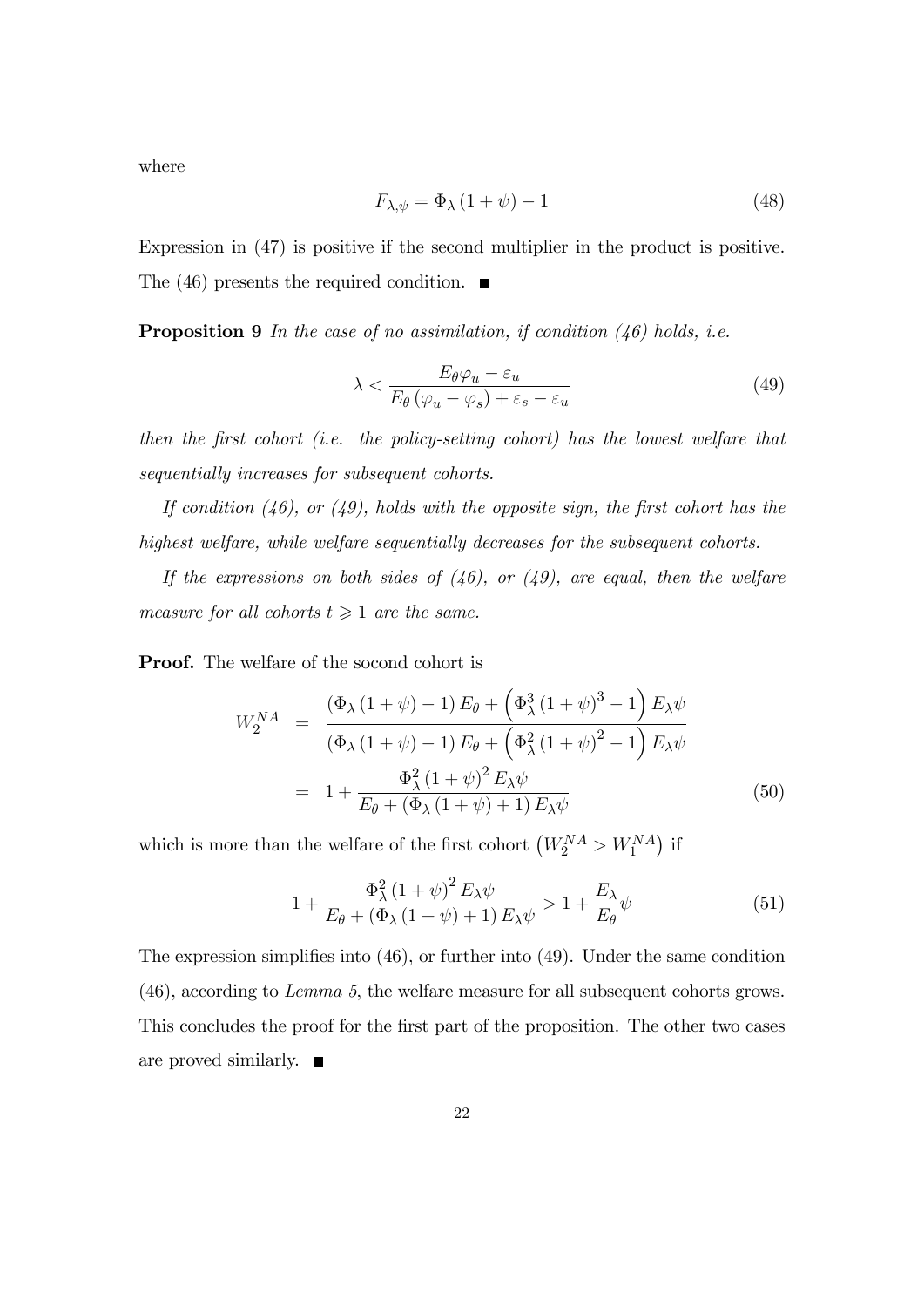where

$$F_{\lambda,\psi} = \Phi_\lambda (1+\psi) - 1 \tag{48}$$

Expression in (47) is positive if the second multiplier in the product is positive. The (46) presents the required condition. ■

**Proposition 9** *In the case of no assimilation, if condition (46) holds, i.e.*

$$\lambda < \frac{E_\theta \varphi_u - \varepsilon_u}{E_\theta (\varphi_u - \varphi_s) + \varepsilon_s - \varepsilon_u} \tag{49}$$

*then the first cohort (i.e. the policy-setting cohort) has the lowest welfare that sequentially increases for subsequent cohorts.*

*If condition (46), or (49), holds with the opposite sign, the first cohort has the highest welfare, while welfare sequentially decreases for the subsequent cohorts.*

*If the expressions on both sides of (46), or (49), are equal, then the welfare measure for all cohorts $t \geqslant 1$ are the same.*

**Proof.** The welfare of the socond cohort is

$$\begin{aligned} W_2^{NA} &= \frac{(\Phi_\lambda (1+\psi) - 1) E_\theta + \left(\Phi_\lambda^3 (1+\psi)^3 - 1\right) E_\lambda \psi}{(\Phi_\lambda (1+\psi) - 1) E_\theta + \left(\Phi_\lambda^2 (1+\psi)^2 - 1\right) E_\lambda \psi} \\ &= 1 + \frac{\Phi_\lambda^2 (1+\psi)^2 E_\lambda \psi}{E_\theta + (\Phi_\lambda (1+\psi) + 1) E_\lambda \psi} \end{aligned} \tag{50}$$

which is more than the welfare of the first cohort $\left(W_2^{NA} > W_1^{NA}\right)$ if

$$1 + \frac{\Phi_\lambda^2 (1+\psi)^2 E_\lambda \psi}{E_\theta + (\Phi_\lambda (1+\psi) + 1) E_\lambda \psi} > 1 + \frac{E_\lambda}{E_\theta} \psi \tag{51}$$

The expression simplifies into (46), or further into (49). Under the same condition (46), according to *Lemma 5*, the welfare measure for all subsequent cohorts grows. This concludes the proof for the first part of the proposition. The other two cases are proved similarly. ■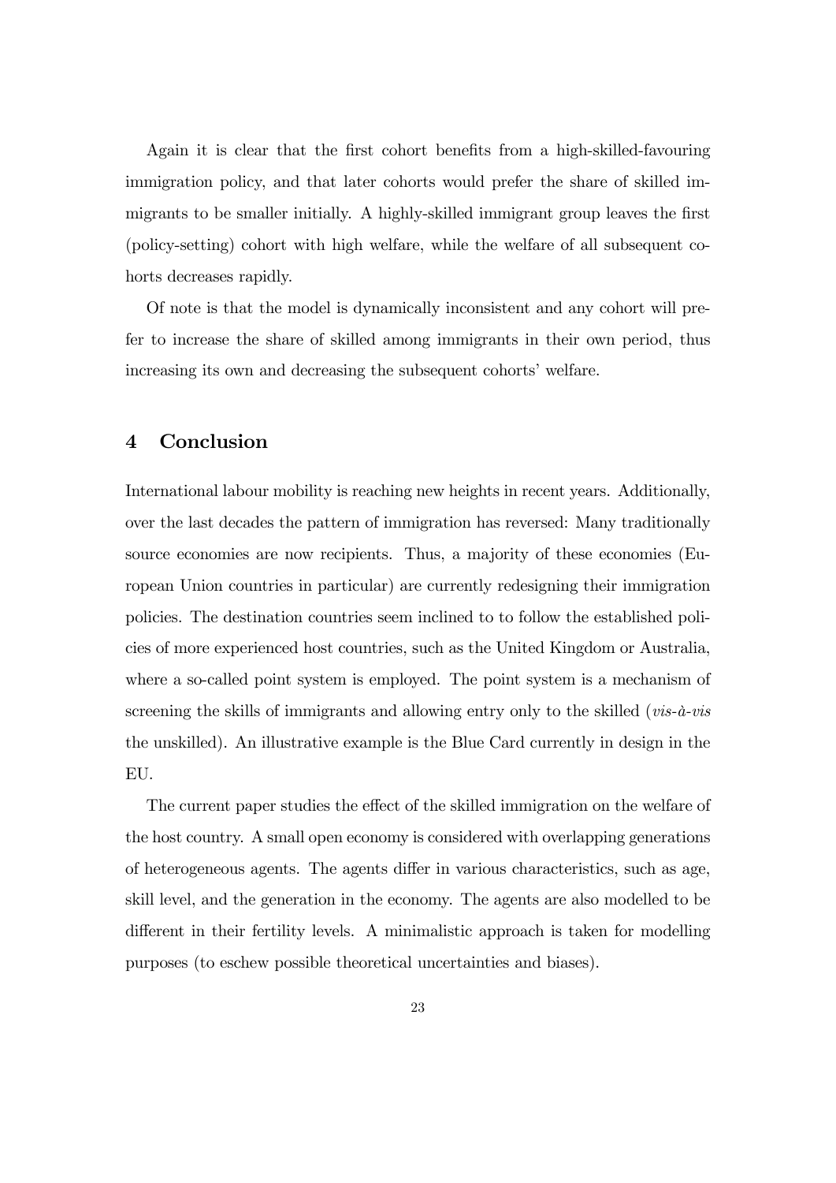Again it is clear that the first cohort benefits from a high-skilled-favouring immigration policy, and that later cohorts would prefer the share of skilled immigrants to be smaller initially. A highly-skilled immigrant group leaves the first (policy-setting) cohort with high welfare, while the welfare of all subsequent cohorts decreases rapidly.

Of note is that the model is dynamically inconsistent and any cohort will prefer to increase the share of skilled among immigrants in their own period, thus increasing its own and decreasing the subsequent cohorts' welfare.

## 4 Conclusion

International labour mobility is reaching new heights in recent years. Additionally, over the last decades the pattern of immigration has reversed: Many traditionally source economies are now recipients. Thus, a majority of these economies (European Union countries in particular) are currently redesigning their immigration policies. The destination countries seem inclined to to follow the established policies of more experienced host countries, such as the United Kingdom or Australia, where a so-called point system is employed. The point system is a mechanism of screening the skills of immigrants and allowing entry only to the skilled (*vis-à-vis* the unskilled). An illustrative example is the Blue Card currently in design in the EU.

The current paper studies the effect of the skilled immigration on the welfare of the host country. A small open economy is considered with overlapping generations of heterogeneous agents. The agents differ in various characteristics, such as age, skill level, and the generation in the economy. The agents are also modelled to be different in their fertility levels. A minimalistic approach is taken for modelling purposes (to eschew possible theoretical uncertainties and biases).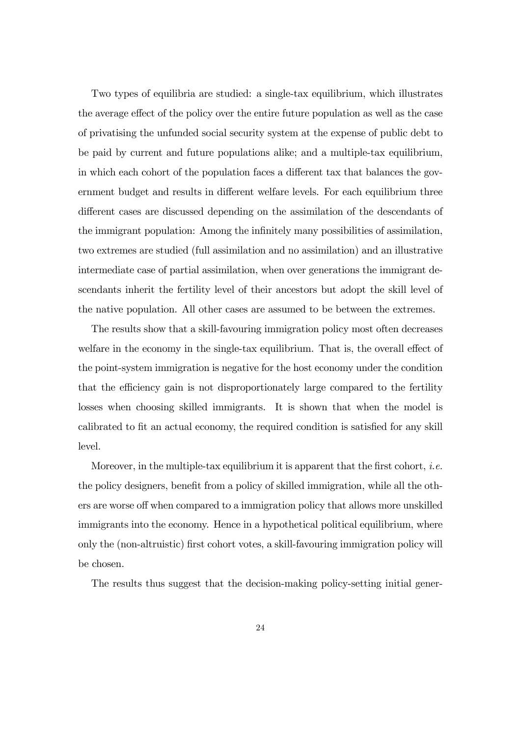Two types of equilibria are studied: a single-tax equilibrium, which illustrates the average effect of the policy over the entire future population as well as the case of privatising the unfunded social security system at the expense of public debt to be paid by current and future populations alike; and a multiple-tax equilibrium, in which each cohort of the population faces a different tax that balances the government budget and results in different welfare levels. For each equilibrium three different cases are discussed depending on the assimilation of the descendants of the immigrant population: Among the infinitely many possibilities of assimilation, two extremes are studied (full assimilation and no assimilation) and an illustrative intermediate case of partial assimilation, when over generations the immigrant descendants inherit the fertility level of their ancestors but adopt the skill level of the native population. All other cases are assumed to be between the extremes.

The results show that a skill-favouring immigration policy most often decreases welfare in the economy in the single-tax equilibrium. That is, the overall effect of the point-system immigration is negative for the host economy under the condition that the efficiency gain is not disproportionately large compared to the fertility losses when choosing skilled immigrants. It is shown that when the model is calibrated to fit an actual economy, the required condition is satisfied for any skill level.

Moreover, in the multiple-tax equilibrium it is apparent that the first cohort, *i.e.* the policy designers, benefit from a policy of skilled immigration, while all the others are worse off when compared to a immigration policy that allows more unskilled immigrants into the economy. Hence in a hypothetical political equilibrium, where only the (non-altruistic) first cohort votes, a skill-favouring immigration policy will be chosen.

The results thus suggest that the decision-making policy-setting initial gener-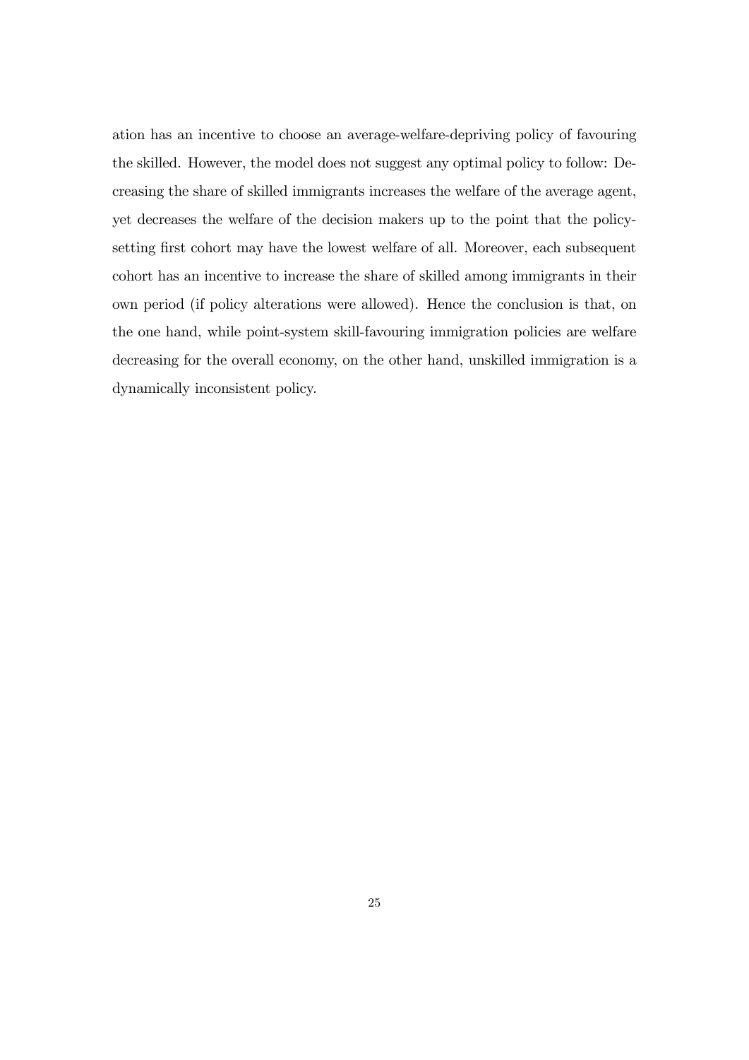ation has an incentive to choose an average-welfare-depriving policy of favouring the skilled. However, the model does not suggest any optimal policy to follow: Decreasing the share of skilled immigrants increases the welfare of the average agent, yet decreases the welfare of the decision makers up to the point that the policy-setting first cohort may have the lowest welfare of all. Moreover, each subsequent cohort has an incentive to increase the share of skilled among immigrants in their own period (if policy alterations were allowed). Hence the conclusion is that, on the one hand, while point-system skill-favouring immigration policies are welfare decreasing for the overall economy, on the other hand, unskilled immigration is a dynamically inconsistent policy.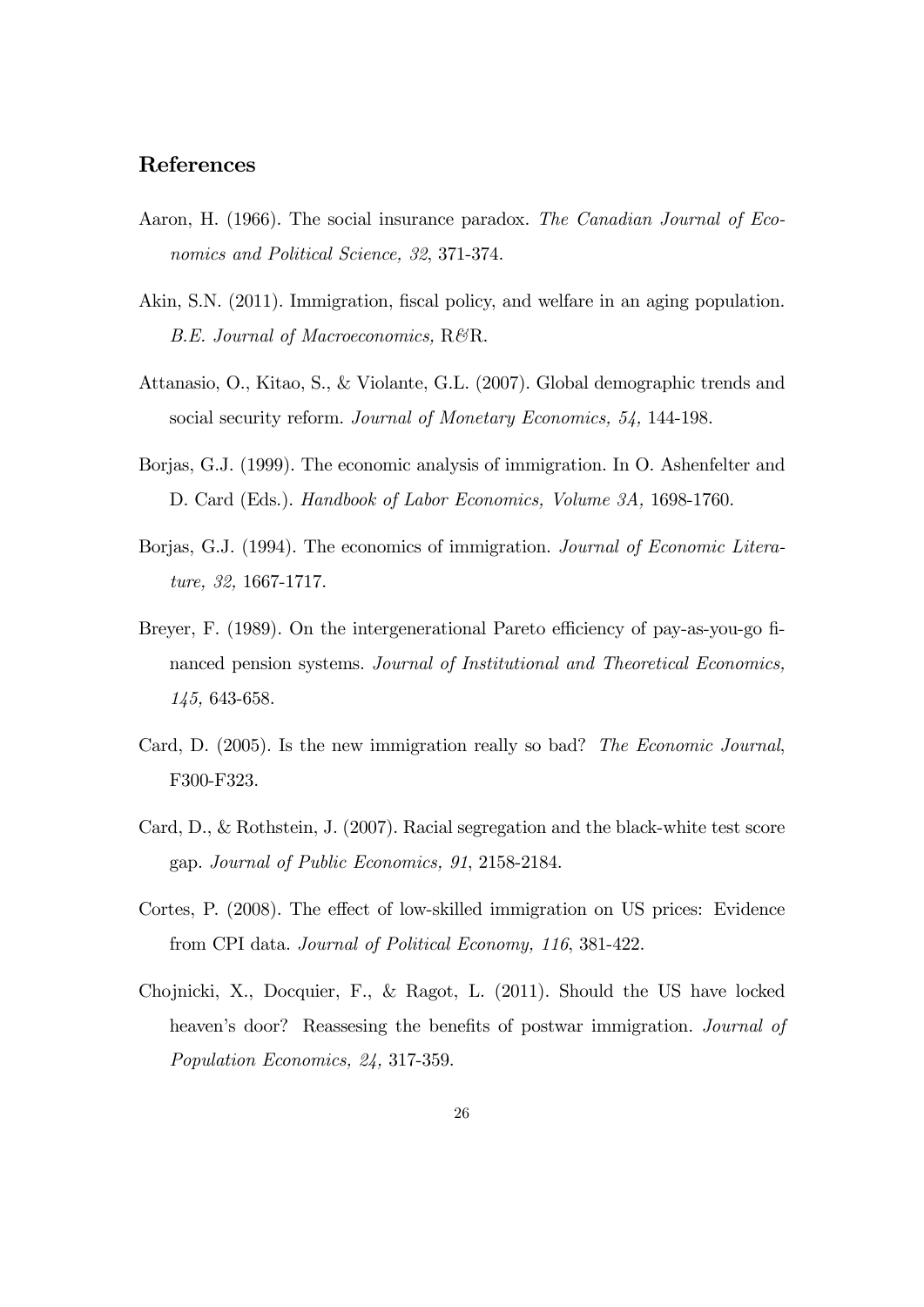## References

Aaron, H. (1966). The social insurance paradox. *The Canadian Journal of Economics and Political Science, 32*, 371-374.

Akin, S.N. (2011). Immigration, fiscal policy, and welfare in an aging population. *B.E. Journal of Macroeconomics,* R&R.

Attanasio, O., Kitao, S., & Violante, G.L. (2007). Global demographic trends and social security reform. *Journal of Monetary Economics, 54,* 144-198.

Borjas, G.J. (1999). The economic analysis of immigration. In O. Ashenfelter and D. Card (Eds.). *Handbook of Labor Economics, Volume 3A,* 1698-1760.

Borjas, G.J. (1994). The economics of immigration. *Journal of Economic Literature, 32,* 1667-1717.

Breyer, F. (1989). On the intergenerational Pareto efficiency of pay-as-you-go financed pension systems. *Journal of Institutional and Theoretical Economics, 145,* 643-658.

Card, D. (2005). Is the new immigration really so bad? *The Economic Journal*, F300-F323.

Card, D., & Rothstein, J. (2007). Racial segregation and the black-white test score gap. *Journal of Public Economics, 91*, 2158-2184.

Cortes, P. (2008). The effect of low-skilled immigration on US prices: Evidence from CPI data. *Journal of Political Economy, 116*, 381-422.

Chojnicki, X., Docquier, F., & Ragot, L. (2011). Should the US have locked heaven's door? Reassesing the benefits of postwar immigration. *Journal of Population Economics, 24,* 317-359.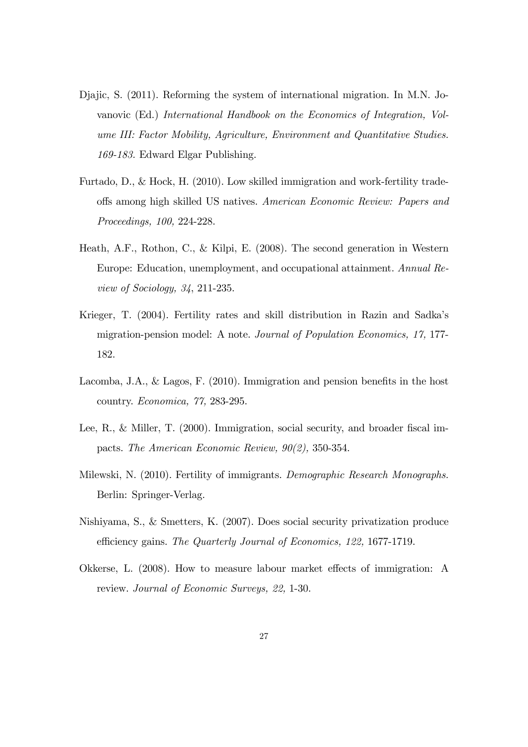Djajic, S. (2011). Reforming the system of international migration. In M.N. Jovanovic (Ed.) *International Handbook on the Economics of Integration, Volume III: Factor Mobility, Agriculture, Environment and Quantitative Studies. 169-183.* Edward Elgar Publishing.

Furtado, D., & Hock, H. (2010). Low skilled immigration and work-fertility tradeoffs among high skilled US natives. *American Economic Review: Papers and Proceedings, 100,* 224-228.

Heath, A.F., Rothon, C., & Kilpi, E. (2008). The second generation in Western Europe: Education, unemployment, and occupational attainment. *Annual Review of Sociology, 34*, 211-235.

Krieger, T. (2004). Fertility rates and skill distribution in Razin and Sadka's migration-pension model: A note. *Journal of Population Economics, 17,* 177-182.

Lacomba, J.A., & Lagos, F. (2010). Immigration and pension benefits in the host country. *Economica, 77,* 283-295.

Lee, R., & Miller, T. (2000). Immigration, social security, and broader fiscal impacts. *The American Economic Review, 90(2),* 350-354.

Milewski, N. (2010). Fertility of immigrants. *Demographic Research Monographs.* Berlin: Springer-Verlag.

Nishiyama, S., & Smetters, K. (2007). Does social security privatization produce efficiency gains. *The Quarterly Journal of Economics, 122,* 1677-1719.

Okkerse, L. (2008). How to measure labour market effects of immigration: A review. *Journal of Economic Surveys, 22,* 1-30.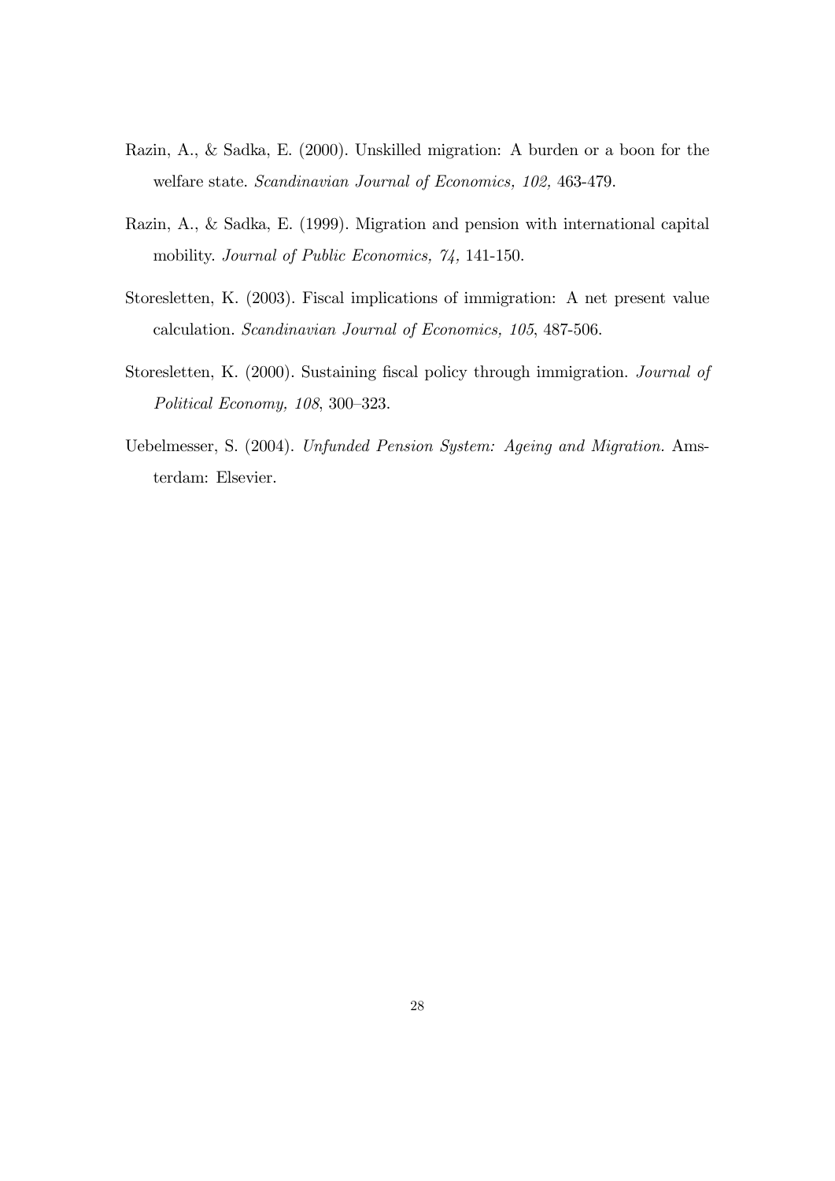Razin, A., & Sadka, E. (2000). Unskilled migration: A burden or a boon for the welfare state. *Scandinavian Journal of Economics, 102,* 463-479.

Razin, A., & Sadka, E. (1999). Migration and pension with international capital mobility. *Journal of Public Economics, 74,* 141-150.

Storesletten, K. (2003). Fiscal implications of immigration: A net present value calculation. *Scandinavian Journal of Economics, 105*, 487-506.

Storesletten, K. (2000). Sustaining fiscal policy through immigration. *Journal of Political Economy, 108*, 300–323.

Uebelmesser, S. (2004). *Unfunded Pension System: Ageing and Migration.* Amsterdam: Elsevier.